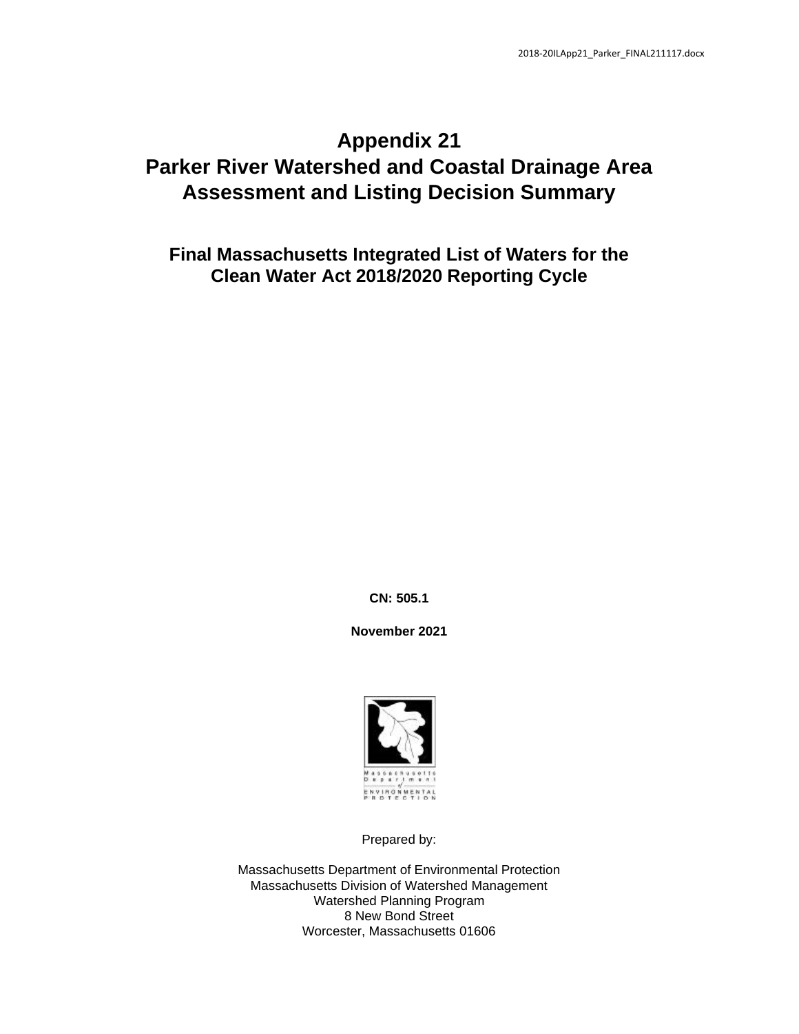2018-20ILApp21_Parker_FINAL211117.docx

# Appendix 21
# Parker River Watershed and Coastal Drainage Area Assessment and Listing Decision Summary

## Final Massachusetts Integrated List of Waters for the Clean Water Act 2018/2020 Reporting Cycle

**CN: 505.1**

**November 2021**

Massachusetts Department of Environmental Protection

Prepared by:

Massachusetts Department of Environmental Protection
Massachusetts Division of Watershed Management
Watershed Planning Program
8 New Bond Street
Worcester, Massachusetts 01606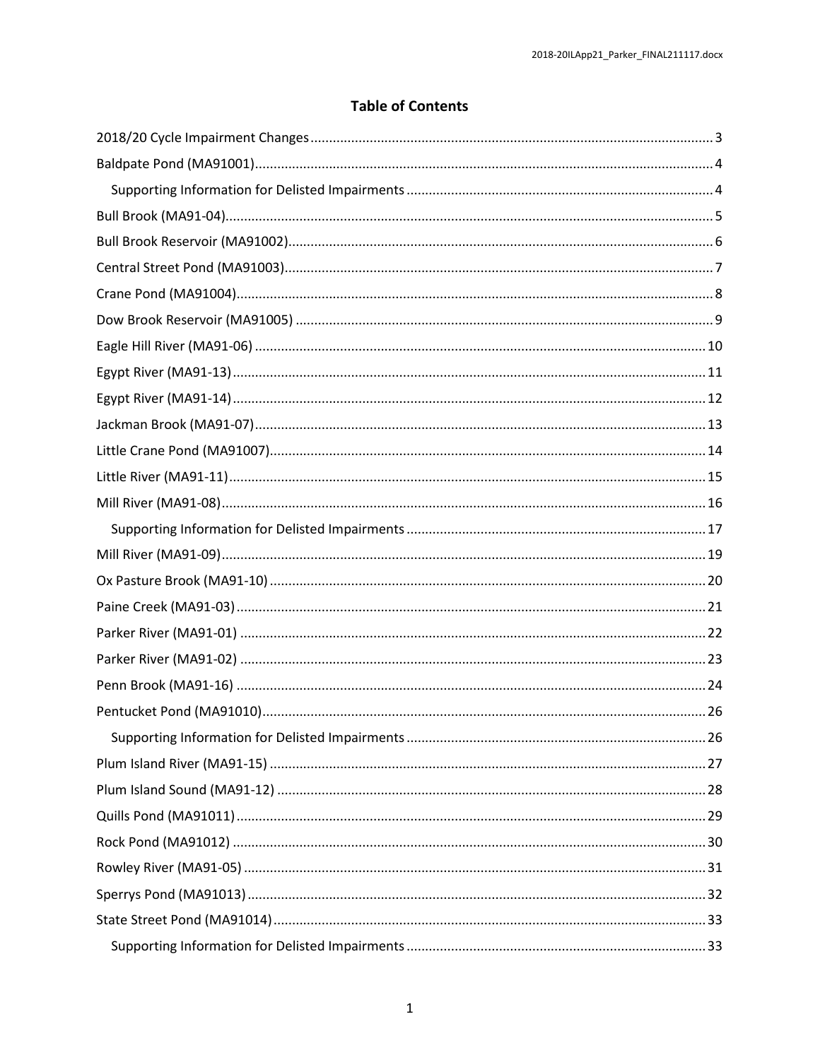# Table of Contents

2018/20 Cycle Impairment Changes ........ 3

Baldpate Pond (MA91001) ........ 4

- Supporting Information for Delisted Impairments ........ 4

Bull Brook (MA91-04) ........ 5

Bull Brook Reservoir (MA91002) ........ 6

Central Street Pond (MA91003) ........ 7

Crane Pond (MA91004) ........ 8

Dow Brook Reservoir (MA91005) ........ 9

Eagle Hill River (MA91-06) ........ 10

Egypt River (MA91-13) ........ 11

Egypt River (MA91-14) ........ 12

Jackman Brook (MA91-07) ........ 13

Little Crane Pond (MA91007) ........ 14

Little River (MA91-11) ........ 15

Mill River (MA91-08) ........ 16

- Supporting Information for Delisted Impairments ........ 17

Mill River (MA91-09) ........ 19

Ox Pasture Brook (MA91-10) ........ 20

Paine Creek (MA91-03) ........ 21

Parker River (MA91-01) ........ 22

Parker River (MA91-02) ........ 23

Penn Brook (MA91-16) ........ 24

Pentucket Pond (MA91010) ........ 26

- Supporting Information for Delisted Impairments ........ 26

Plum Island River (MA91-15) ........ 27

Plum Island Sound (MA91-12) ........ 28

Quills Pond (MA91011) ........ 29

Rock Pond (MA91012) ........ 30

Rowley River (MA91-05) ........ 31

Sperrys Pond (MA91013) ........ 32

State Street Pond (MA91014) ........ 33

- Supporting Information for Delisted Impairments ........ 33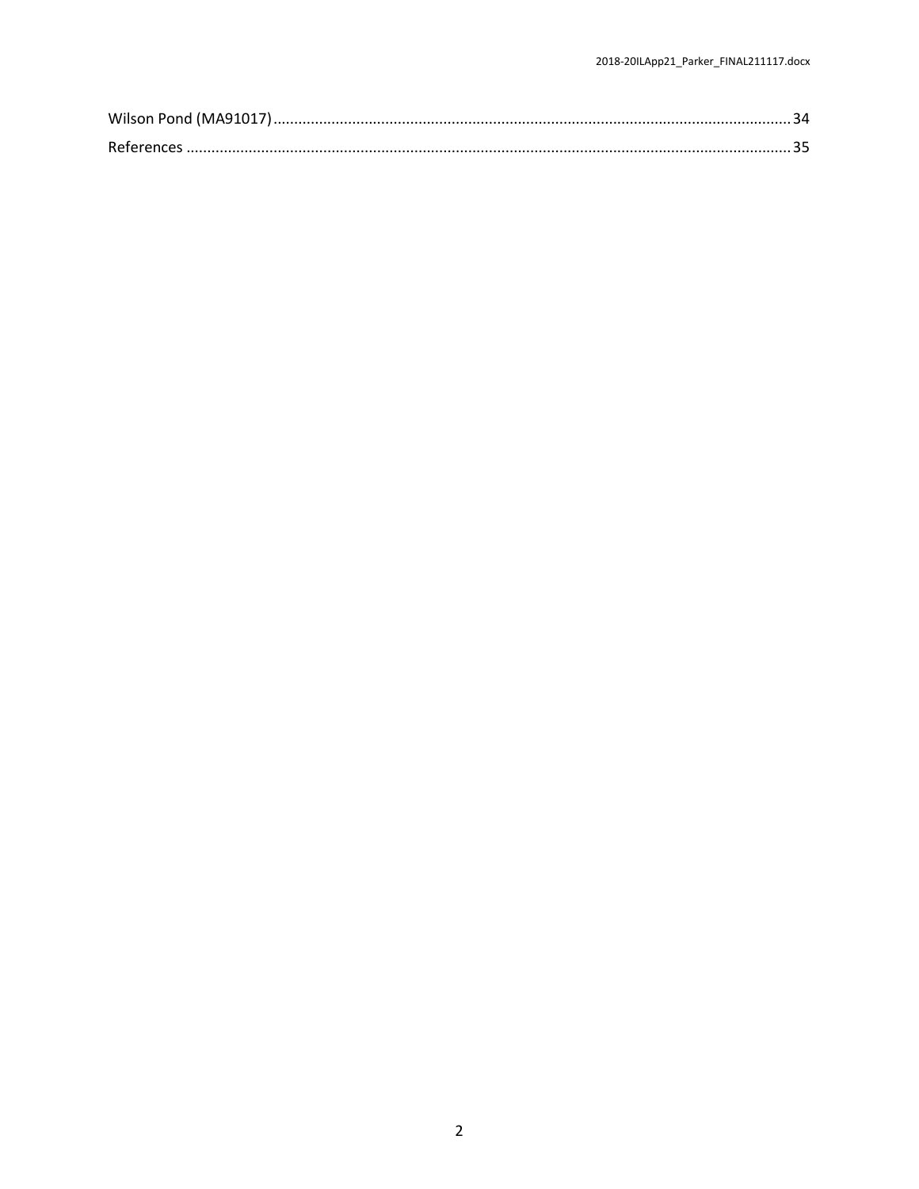Wilson Pond (MA91017)............................................................................................................................34

References ...............................................................................................................................................35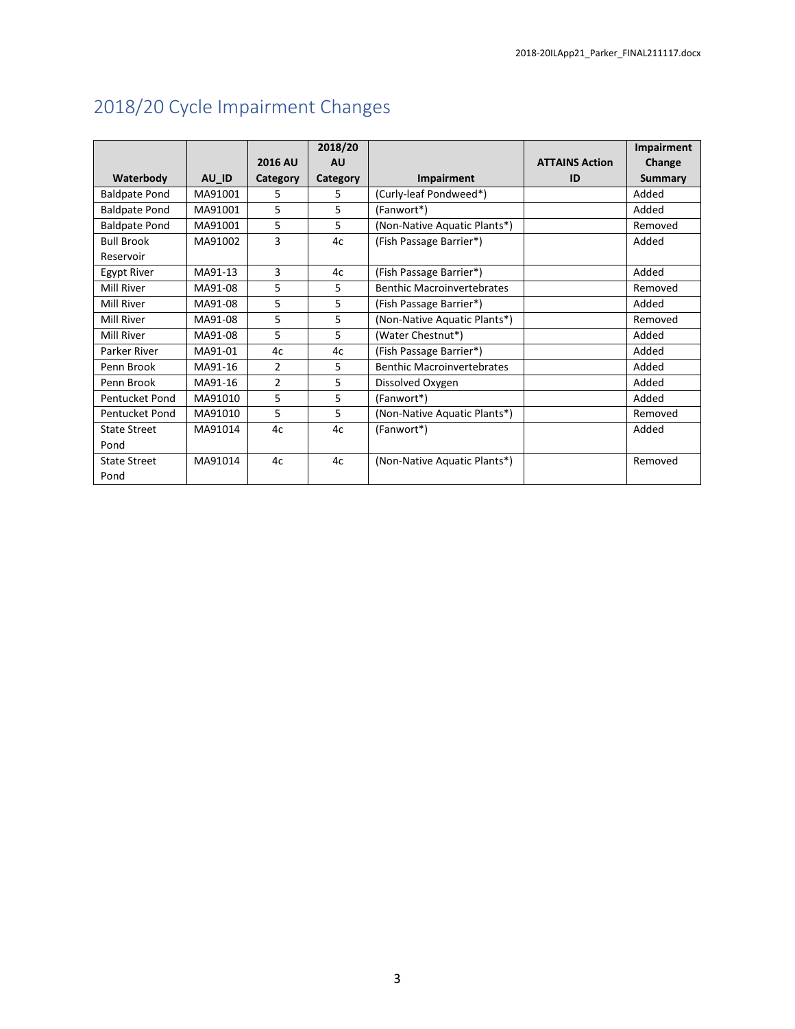## 2018/20 Cycle Impairment Changes

| Waterbody | AU_ID | 2016 AU Category | 2018/20 AU Category | Impairment | ATTAINS Action ID | Impairment Change Summary |
|---|---|---|---|---|---|---|
| Baldpate Pond | MA91001 | 5 | 5 | (Curly-leaf Pondweed*) | | Added |
| Baldpate Pond | MA91001 | 5 | 5 | (Fanwort*) | | Added |
| Baldpate Pond | MA91001 | 5 | 5 | (Non-Native Aquatic Plants*) | | Removed |
| Bull Brook Reservoir | MA91002 | 3 | 4c | (Fish Passage Barrier*) | | Added |
| Egypt River | MA91-13 | 3 | 4c | (Fish Passage Barrier*) | | Added |
| Mill River | MA91-08 | 5 | 5 | Benthic Macroinvertebrates | | Removed |
| Mill River | MA91-08 | 5 | 5 | (Fish Passage Barrier*) | | Added |
| Mill River | MA91-08 | 5 | 5 | (Non-Native Aquatic Plants*) | | Removed |
| Mill River | MA91-08 | 5 | 5 | (Water Chestnut*) | | Added |
| Parker River | MA91-01 | 4c | 4c | (Fish Passage Barrier*) | | Added |
| Penn Brook | MA91-16 | 2 | 5 | Benthic Macroinvertebrates | | Added |
| Penn Brook | MA91-16 | 2 | 5 | Dissolved Oxygen | | Added |
| Pentucket Pond | MA91010 | 5 | 5 | (Fanwort*) | | Added |
| Pentucket Pond | MA91010 | 5 | 5 | (Non-Native Aquatic Plants*) | | Removed |
| State Street Pond | MA91014 | 4c | 4c | (Fanwort*) | | Added |
| State Street Pond | MA91014 | 4c | 4c | (Non-Native Aquatic Plants*) | | Removed |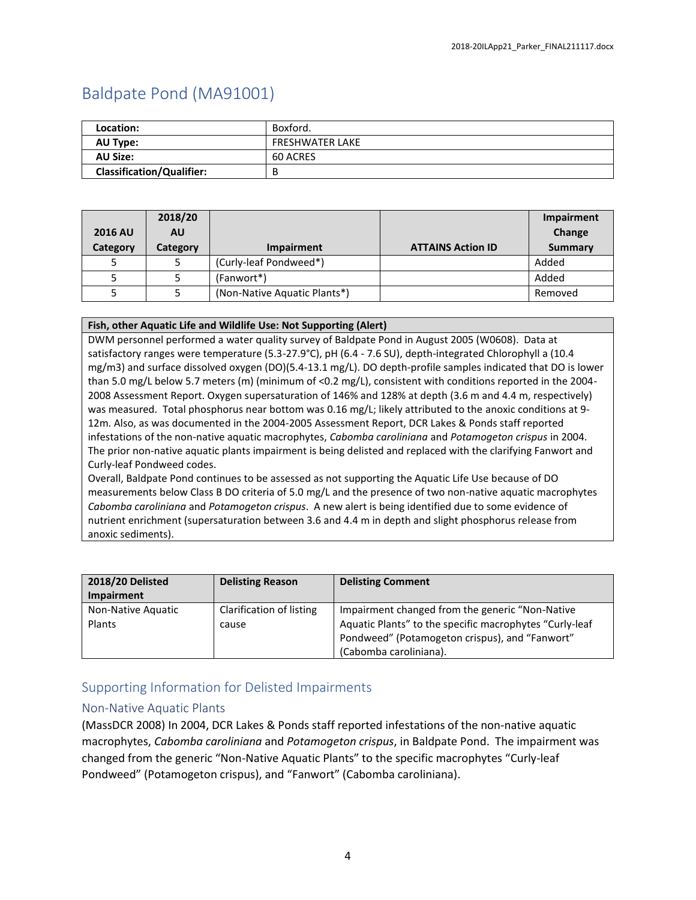## Baldpate Pond (MA91001)

| | |
|---|---|
| **Location:** | Boxford. |
| **AU Type:** | FRESHWATER LAKE |
| **AU Size:** | 60 ACRES |
| **Classification/Qualifier:** | B |

| 2016 AU Category | 2018/20 AU Category | Impairment | ATTAINS Action ID | Impairment Change Summary |
|---|---|---|---|---|
| 5 | 5 | (Curly-leaf Pondweed*) | | Added |
| 5 | 5 | (Fanwort*) | | Added |
| 5 | 5 | (Non-Native Aquatic Plants*) | | Removed |

**Fish, other Aquatic Life and Wildlife Use: Not Supporting (Alert)**

DWM personnel performed a water quality survey of Baldpate Pond in August 2005 (W0608). Data at satisfactory ranges were temperature (5.3-27.9°C), pH (6.4 - 7.6 SU), depth-integrated Chlorophyll a (10.4 mg/m3) and surface dissolved oxygen (DO)(5.4-13.1 mg/L). DO depth-profile samples indicated that DO is lower than 5.0 mg/L below 5.7 meters (m) (minimum of <0.2 mg/L), consistent with conditions reported in the 2004-2008 Assessment Report. Oxygen supersaturation of 146% and 128% at depth (3.6 m and 4.4 m, respectively) was measured. Total phosphorus near bottom was 0.16 mg/L; likely attributed to the anoxic conditions at 9-12m. Also, as was documented in the 2004-2005 Assessment Report, DCR Lakes & Ponds staff reported infestations of the non-native aquatic macrophytes, *Cabomba caroliniana* and *Potamogeton crispus* in 2004. The prior non-native aquatic plants impairment is being delisted and replaced with the clarifying Fanwort and Curly-leaf Pondweed codes.

Overall, Baldpate Pond continues to be assessed as not supporting the Aquatic Life Use because of DO measurements below Class B DO criteria of 5.0 mg/L and the presence of two non-native aquatic macrophytes *Cabomba caroliniana* and *Potamogeton crispus*. A new alert is being identified due to some evidence of nutrient enrichment (supersaturation between 3.6 and 4.4 m in depth and slight phosphorus release from anoxic sediments).

| 2018/20 Delisted Impairment | Delisting Reason | Delisting Comment |
|---|---|---|
| Non-Native Aquatic Plants | Clarification of listing cause | Impairment changed from the generic "Non-Native Aquatic Plants" to the specific macrophytes "Curly-leaf Pondweed" (Potamogeton crispus), and "Fanwort" (Cabomba caroliniana). |

### Supporting Information for Delisted Impairments

#### Non-Native Aquatic Plants

(MassDCR 2008) In 2004, DCR Lakes & Ponds staff reported infestations of the non-native aquatic macrophytes, *Cabomba caroliniana* and *Potamogeton crispus*, in Baldpate Pond. The impairment was changed from the generic "Non-Native Aquatic Plants" to the specific macrophytes "Curly-leaf Pondweed" (Potamogeton crispus), and "Fanwort" (Cabomba caroliniana).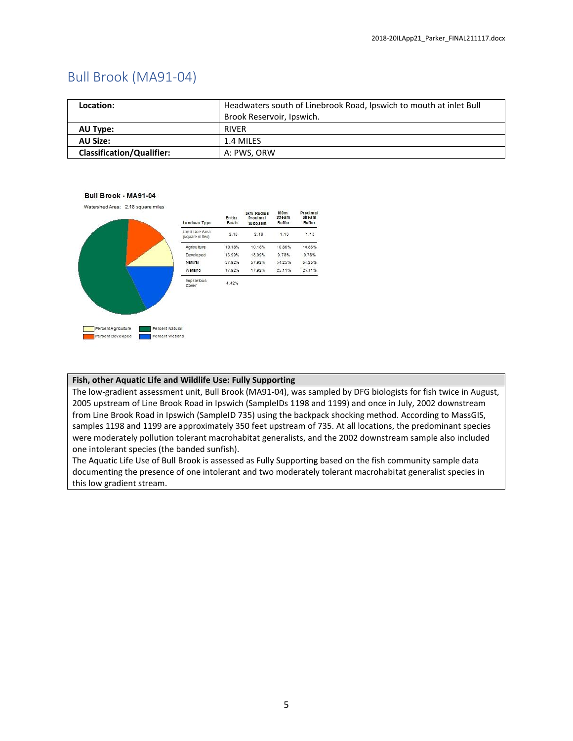## Bull Brook (MA91-04)

| | |
|---|---|
| **Location:** | Headwaters south of Linebrook Road, Ipswich to mouth at inlet Bull Brook Reservoir, Ipswich. |
| **AU Type:** | RIVER |
| **AU Size:** | 1.4 MILES |
| **Classification/Qualifier:** | A: PWS, ORW |

**Bull Brook - MA91-04**

Watershed Area: 2.18 square miles

| Landuse Type | Entire Basin | 5km Radius Proximal Subbasin | 100m Stream Buffer | Proximal Stream Buffer |
|---|---|---|---|---|
| Land Use Area (square miles) | 2.18 | 2.18 | 1.13 | 1.13 |
| Agriculture | 10.18% | 10.18% | 10.86% | 10.86% |
| Developed | 13.99% | 13.99% | 9.78% | 9.78% |
| Natural | 57.92% | 57.92% | 54.25% | 54.25% |
| Wetland | 17.92% | 17.92% | 25.11% | 25.11% |
| Impervious Cover | 4.42% | | | |

Percent Agriculture
Percent Developed
Percent Natural
Percent Wetland

| **Fish, other Aquatic Life and Wildlife Use: Fully Supporting** |
|---|
| The low-gradient assessment unit, Bull Brook (MA91-04), was sampled by DFG biologists for fish twice in August, 2005 upstream of Line Brook Road in Ipswich (SampleIDs 1198 and 1199) and once in July, 2002 downstream from Line Brook Road in Ipswich (SampleID 735) using the backpack shocking method. According to MassGIS, samples 1198 and 1199 are approximately 350 feet upstream of 735. At all locations, the predominant species were moderately pollution tolerant macrohabitat generalists, and the 2002 downstream sample also included one intolerant species (the banded sunfish). The Aquatic Life Use of Bull Brook is assessed as Fully Supporting based on the fish community sample data documenting the presence of one intolerant and two moderately tolerant macrohabitat generalist species in this low gradient stream. |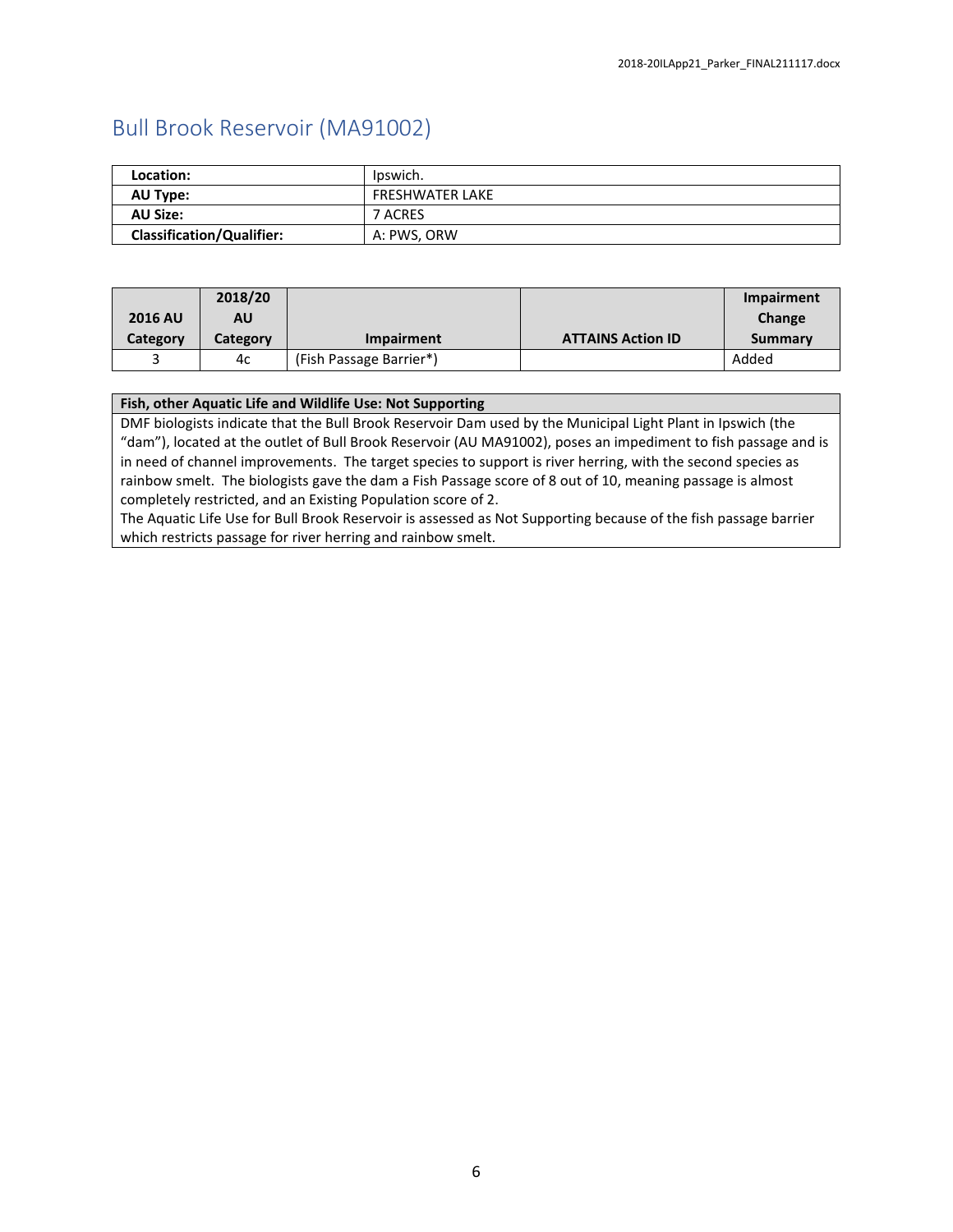## Bull Brook Reservoir (MA91002)

| | |
|---|---|
| **Location:** | Ipswich. |
| **AU Type:** | FRESHWATER LAKE |
| **AU Size:** | 7 ACRES |
| **Classification/Qualifier:** | A: PWS, ORW |

| 2016 AU Category | 2018/20 AU Category | Impairment | ATTAINS Action ID | Impairment Change Summary |
|---|---|---|---|---|
| 3 | 4c | (Fish Passage Barrier*) | | Added |

| **Fish, other Aquatic Life and Wildlife Use: Not Supporting** |
|---|
| DMF biologists indicate that the Bull Brook Reservoir Dam used by the Municipal Light Plant in Ipswich (the "dam"), located at the outlet of Bull Brook Reservoir (AU MA91002), poses an impediment to fish passage and is in need of channel improvements. The target species to support is river herring, with the second species as rainbow smelt. The biologists gave the dam a Fish Passage score of 8 out of 10, meaning passage is almost completely restricted, and an Existing Population score of 2. The Aquatic Life Use for Bull Brook Reservoir is assessed as Not Supporting because of the fish passage barrier which restricts passage for river herring and rainbow smelt. |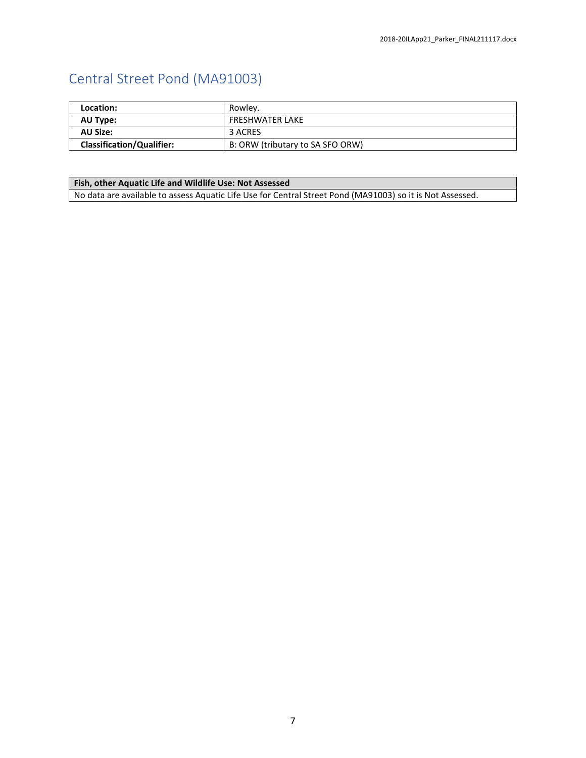## Central Street Pond (MA91003)

| | |
|---|---|
| **Location:** | Rowley. |
| **AU Type:** | FRESHWATER LAKE |
| **AU Size:** | 3 ACRES |
| **Classification/Qualifier:** | B: ORW (tributary to SA SFO ORW) |

| **Fish, other Aquatic Life and Wildlife Use: Not Assessed** |
|---|
| No data are available to assess Aquatic Life Use for Central Street Pond (MA91003) so it is Not Assessed. |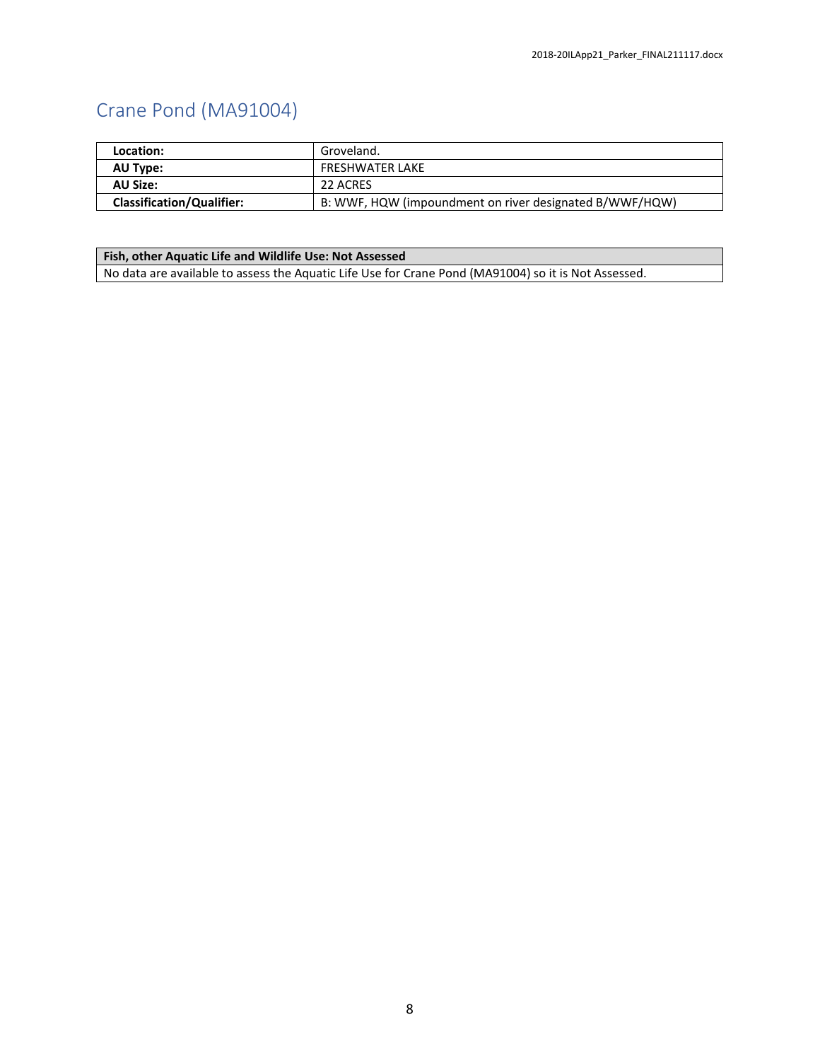## Crane Pond (MA91004)

| | |
|---|---|
| **Location:** | Groveland. |
| **AU Type:** | FRESHWATER LAKE |
| **AU Size:** | 22 ACRES |
| **Classification/Qualifier:** | B: WWF, HQW (impoundment on river designated B/WWF/HQW) |

| **Fish, other Aquatic Life and Wildlife Use: Not Assessed** |
|---|
| No data are available to assess the Aquatic Life Use for Crane Pond (MA91004) so it is Not Assessed. |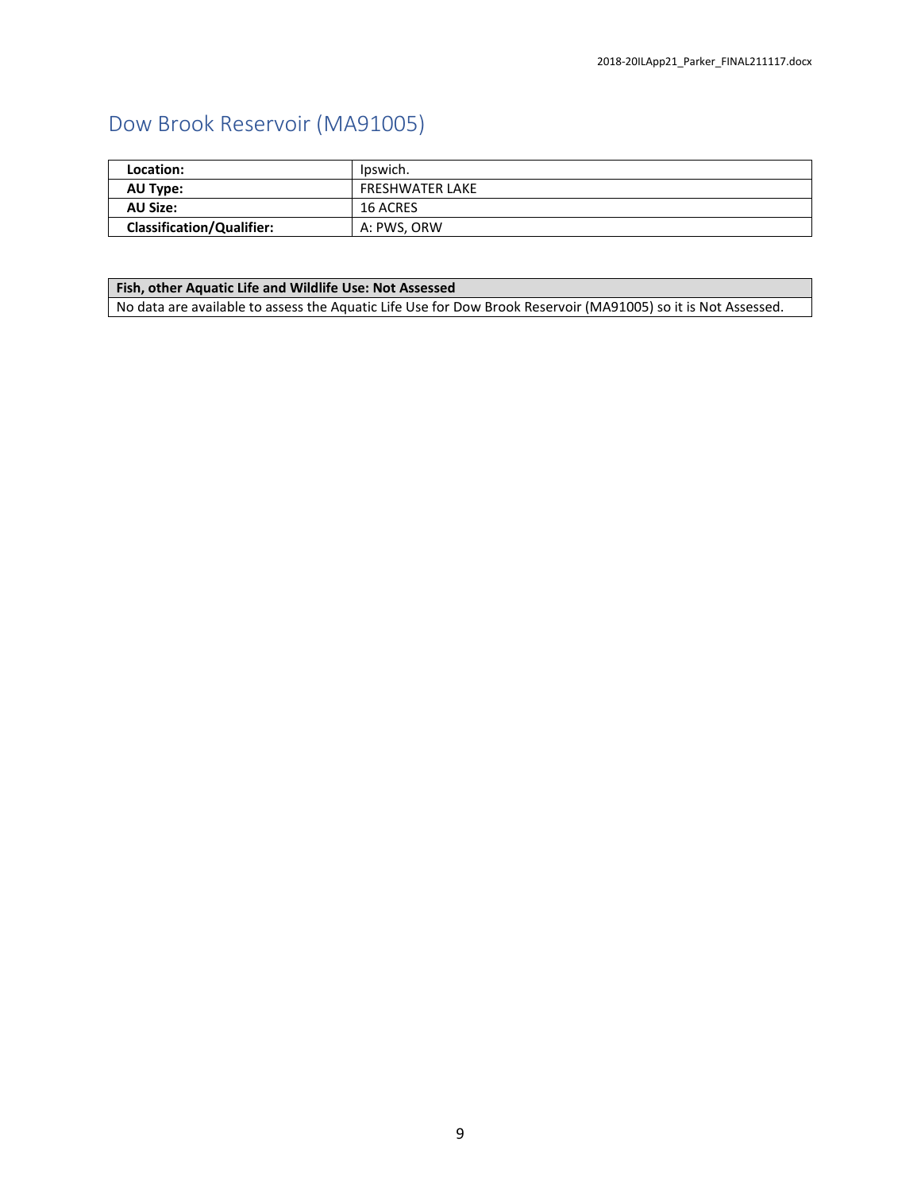## Dow Brook Reservoir (MA91005)

| | |
|---|---|
| **Location:** | Ipswich. |
| **AU Type:** | FRESHWATER LAKE |
| **AU Size:** | 16 ACRES |
| **Classification/Qualifier:** | A: PWS, ORW |

| **Fish, other Aquatic Life and Wildlife Use: Not Assessed** |
|---|
| No data are available to assess the Aquatic Life Use for Dow Brook Reservoir (MA91005) so it is Not Assessed. |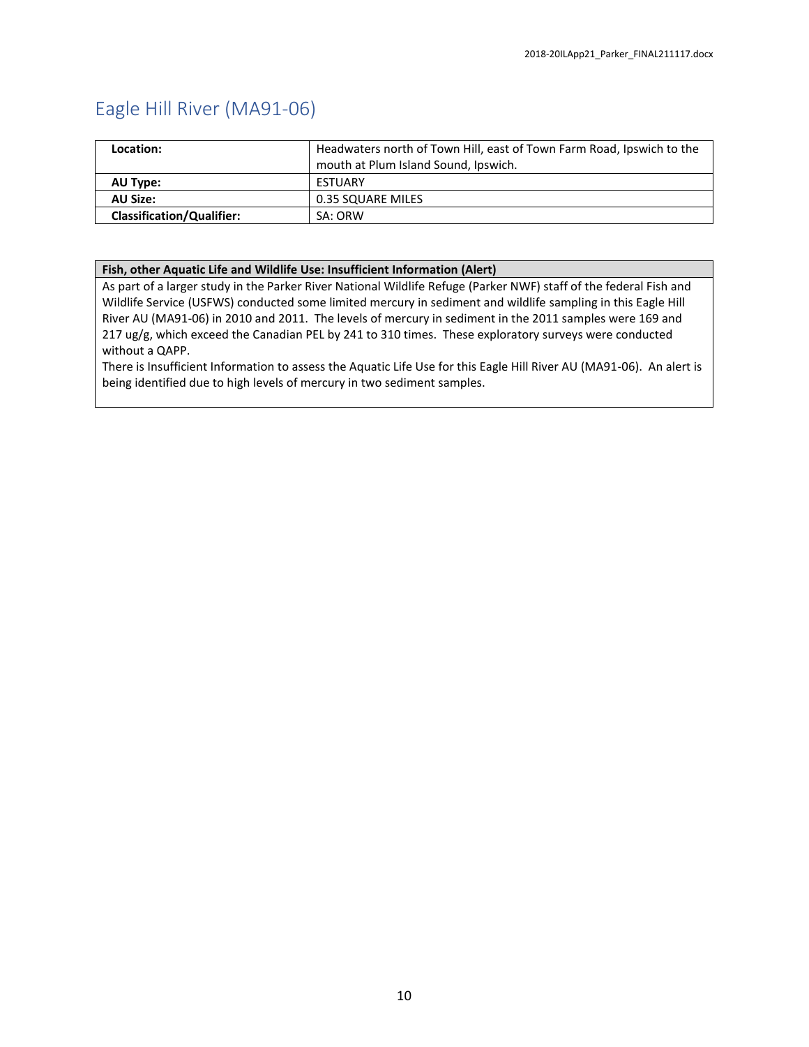## Eagle Hill River (MA91-06)

| | |
|---|---|
| **Location:** | Headwaters north of Town Hill, east of Town Farm Road, Ipswich to the mouth at Plum Island Sound, Ipswich. |
| **AU Type:** | ESTUARY |
| **AU Size:** | 0.35 SQUARE MILES |
| **Classification/Qualifier:** | SA: ORW |

| **Fish, other Aquatic Life and Wildlife Use: Insufficient Information (Alert)** |
|---|
| As part of a larger study in the Parker River National Wildlife Refuge (Parker NWF) staff of the federal Fish and Wildlife Service (USFWS) conducted some limited mercury in sediment and wildlife sampling in this Eagle Hill River AU (MA91-06) in 2010 and 2011. The levels of mercury in sediment in the 2011 samples were 169 and 217 ug/g, which exceed the Canadian PEL by 241 to 310 times. These exploratory surveys were conducted without a QAPP. There is Insufficient Information to assess the Aquatic Life Use for this Eagle Hill River AU (MA91-06). An alert is being identified due to high levels of mercury in two sediment samples. |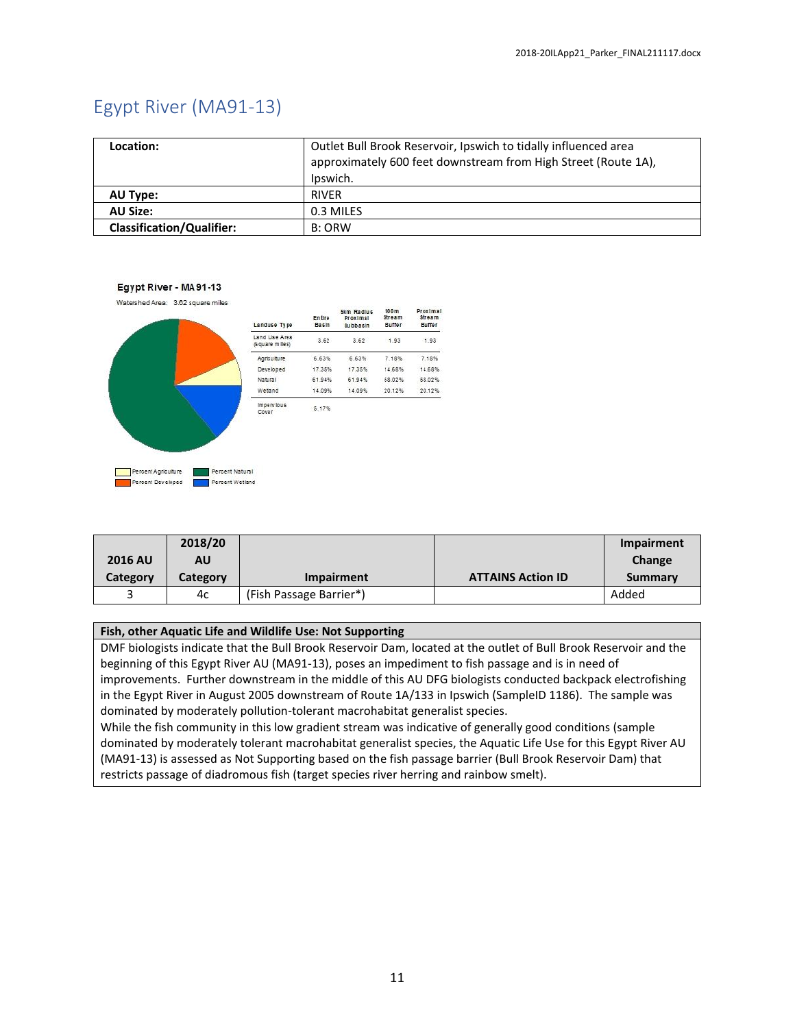## Egypt River (MA91-13)

| | |
|---|---|
| **Location:** | Outlet Bull Brook Reservoir, Ipswich to tidally influenced area approximately 600 feet downstream from High Street (Route 1A), Ipswich. |
| **AU Type:** | RIVER |
| **AU Size:** | 0.3 MILES |
| **Classification/Qualifier:** | B: ORW |

**Egypt River - MA91-13**

Watershed Area: 3.62 square miles

| Landuse Type | Entire Basin | 5km Radius Proximal Subbasin | 100m Stream Buffer | Proximal Stream Buffer |
|---|---|---|---|---|
| Land Use Area (square miles) | 3.62 | 3.62 | 1.93 | 1.93 |
| Agriculture | 6.63% | 6.63% | 7.18% | 7.18% |
| Developed | 17.35% | 17.35% | 14.68% | 14.68% |
| Natural | 61.94% | 61.94% | 58.02% | 58.02% |
| Wetland | 14.09% | 14.09% | 20.12% | 20.12% |
| Impervious Cover | 5.17% | | | |

Percent Agriculture
Percent Developed
Percent Natural
Percent Wetland

| 2016 AU Category | 2018/20 AU Category | Impairment | ATTAINS Action ID | Impairment Change Summary |
|---|---|---|---|---|
| 3 | 4c | (Fish Passage Barrier*) | | Added |

| **Fish, other Aquatic Life and Wildlife Use: Not Supporting** |
|---|
| DMF biologists indicate that the Bull Brook Reservoir Dam, located at the outlet of Bull Brook Reservoir and the beginning of this Egypt River AU (MA91-13), poses an impediment to fish passage and is in need of improvements. Further downstream in the middle of this AU DFG biologists conducted backpack electrofishing in the Egypt River in August 2005 downstream of Route 1A/133 in Ipswich (SampleID 1186). The sample was dominated by moderately pollution-tolerant macrohabitat generalist species. While the fish community in this low gradient stream was indicative of generally good conditions (sample dominated by moderately tolerant macrohabitat generalist species, the Aquatic Life Use for this Egypt River AU (MA91-13) is assessed as Not Supporting based on the fish passage barrier (Bull Brook Reservoir Dam) that restricts passage of diadromous fish (target species river herring and rainbow smelt). |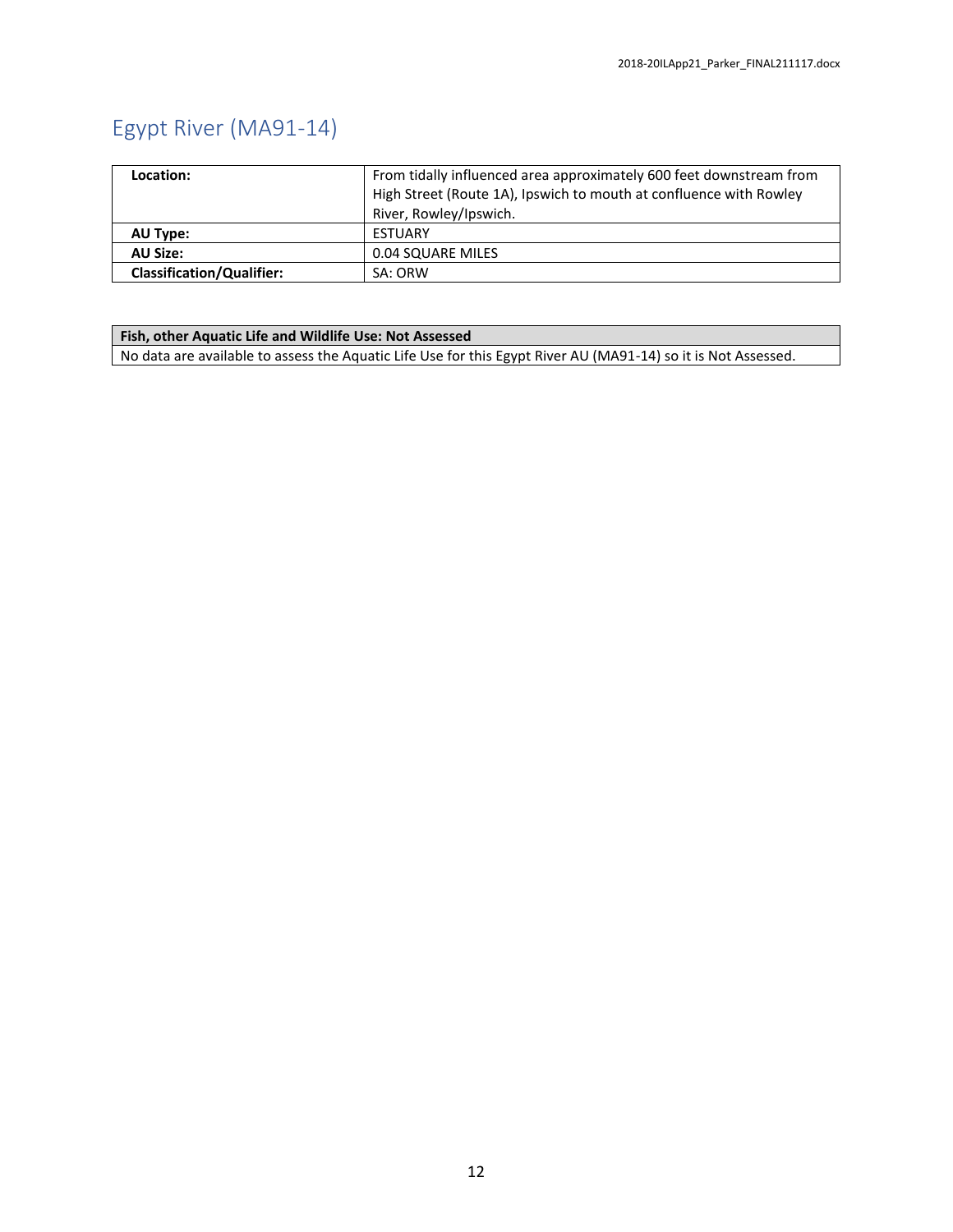## Egypt River (MA91-14)

| | |
|---|---|
| **Location:** | From tidally influenced area approximately 600 feet downstream from High Street (Route 1A), Ipswich to mouth at confluence with Rowley River, Rowley/Ipswich. |
| **AU Type:** | ESTUARY |
| **AU Size:** | 0.04 SQUARE MILES |
| **Classification/Qualifier:** | SA: ORW |

| **Fish, other Aquatic Life and Wildlife Use: Not Assessed** |
|---|
| No data are available to assess the Aquatic Life Use for this Egypt River AU (MA91-14) so it is Not Assessed. |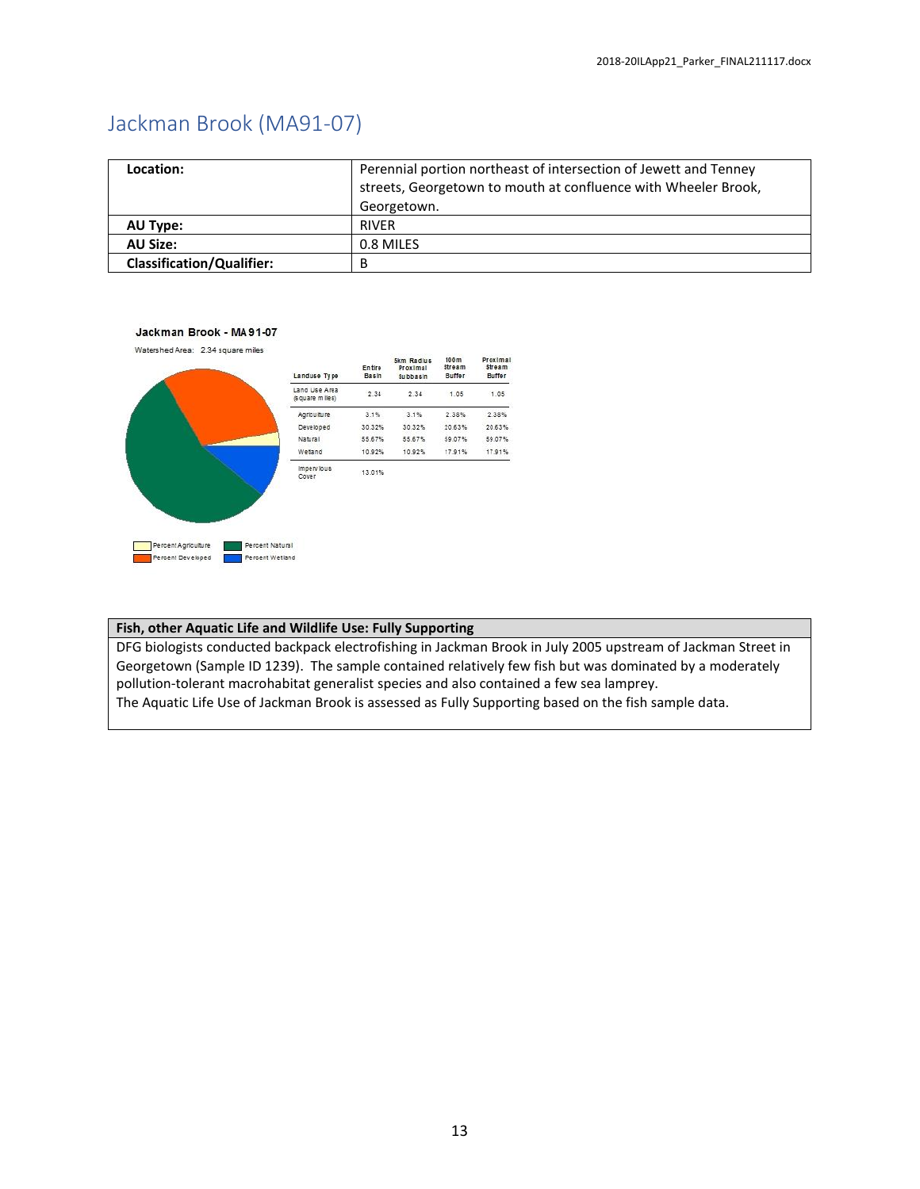## Jackman Brook (MA91-07)

| | |
|---|---|
| **Location:** | Perennial portion northeast of intersection of Jewett and Tenney streets, Georgetown to mouth at confluence with Wheeler Brook, Georgetown. |
| **AU Type:** | RIVER |
| **AU Size:** | 0.8 MILES |
| **Classification/Qualifier:** | B |

**Jackman Brook - MA91-07**

Watershed Area: 2.34 square miles

| Landuse Type | Entire Basin | 5km Radius Proximal Subbasin | 100m Stream Buffer | Proximal Stream Buffer |
|---|---|---|---|---|
| Land Use Area (square miles) | 2.34 | 2.34 | 1.05 | 1.05 |
| Agriculture | 3.1% | 3.1% | 2.38% | 2.38% |
| Developed | 30.32% | 30.32% | 20.63% | 20.63% |
| Natural | 55.67% | 55.67% | 59.07% | 59.07% |
| Wetland | 10.92% | 10.92% | 17.91% | 17.91% |
| Impervious Cover | 13.01% | | | |

Percent Agriculture
Percent Developed
Percent Natural
Percent Wetland

| **Fish, other Aquatic Life and Wildlife Use: Fully Supporting** |
|---|
| DFG biologists conducted backpack electrofishing in Jackman Brook in July 2005 upstream of Jackman Street in Georgetown (Sample ID 1239). The sample contained relatively few fish but was dominated by a moderately pollution-tolerant macrohabitat generalist species and also contained a few sea lamprey. The Aquatic Life Use of Jackman Brook is assessed as Fully Supporting based on the fish sample data. |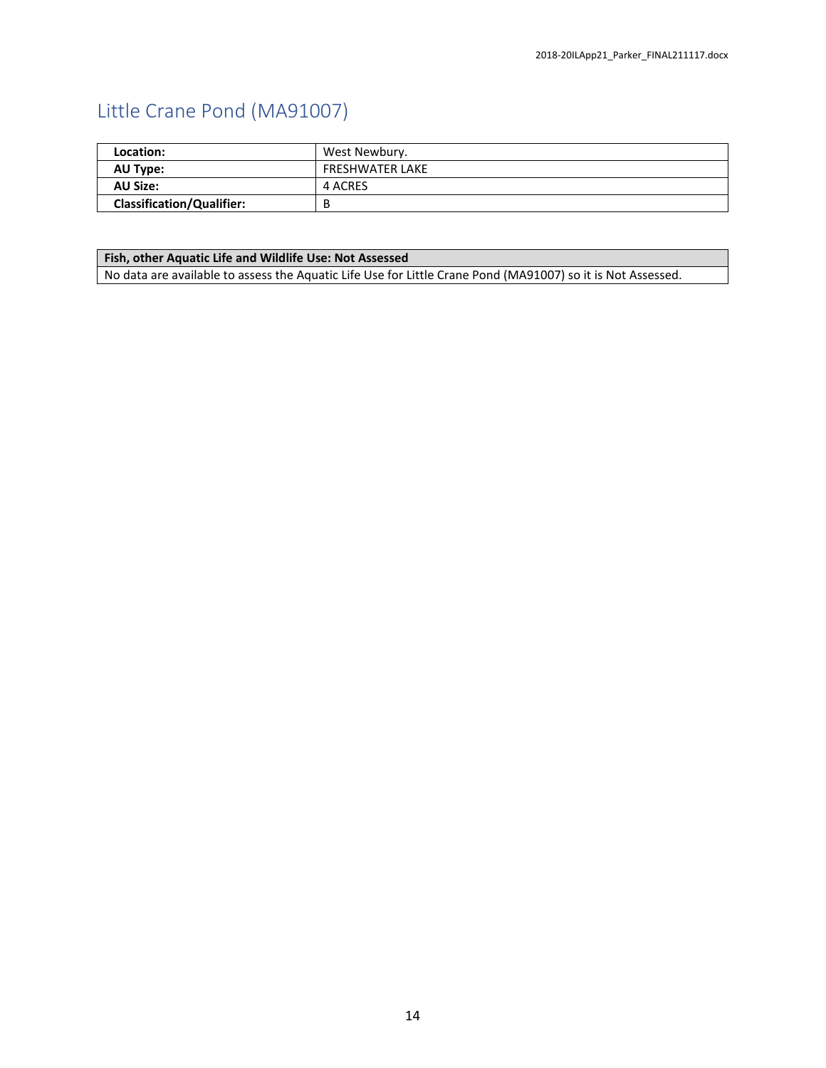## Little Crane Pond (MA91007)

| | |
|---|---|
| **Location:** | West Newbury. |
| **AU Type:** | FRESHWATER LAKE |
| **AU Size:** | 4 ACRES |
| **Classification/Qualifier:** | B |

| **Fish, other Aquatic Life and Wildlife Use: Not Assessed** |
|---|
| No data are available to assess the Aquatic Life Use for Little Crane Pond (MA91007) so it is Not Assessed. |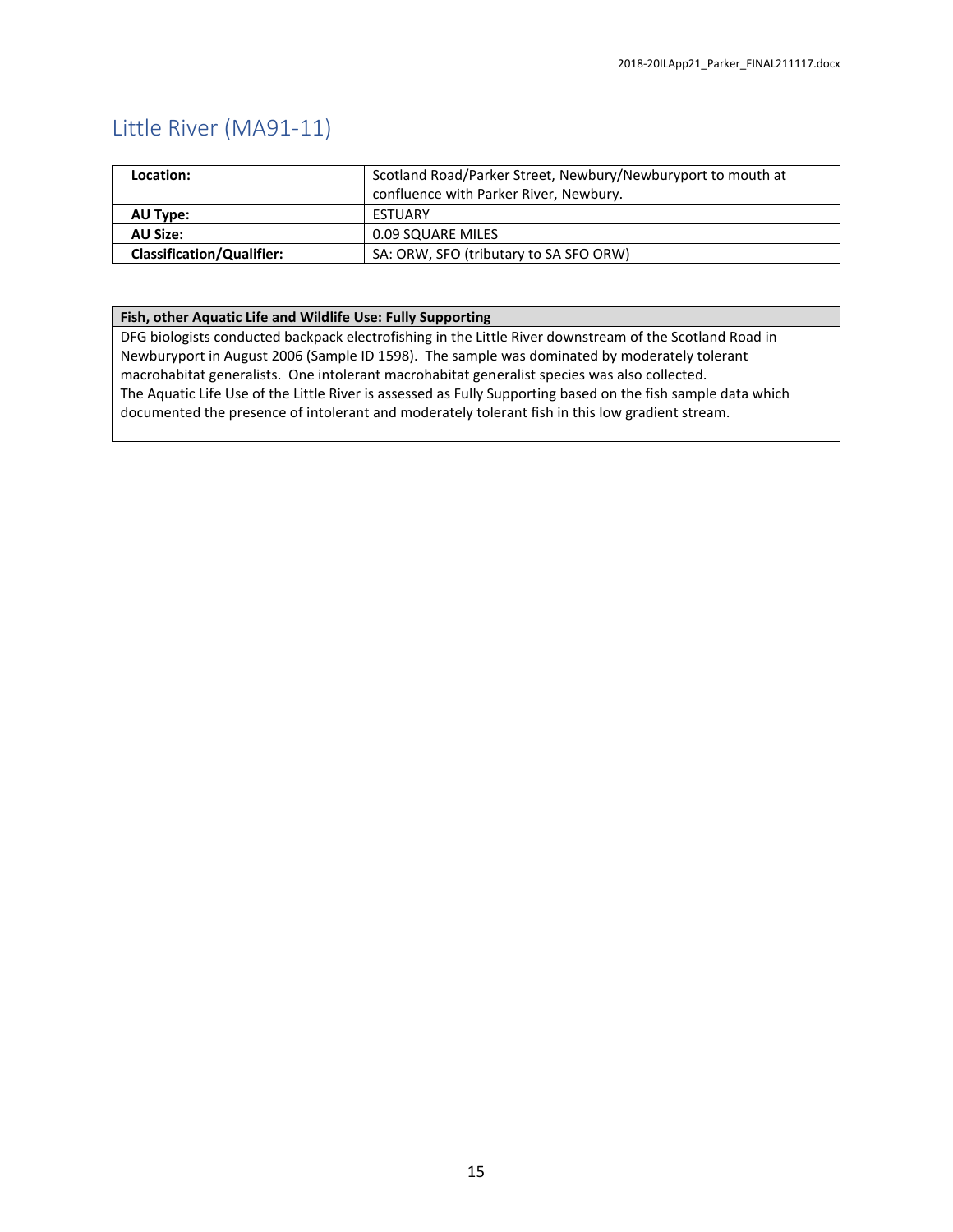## Little River (MA91-11)

| | |
|---|---|
| **Location:** | Scotland Road/Parker Street, Newbury/Newburyport to mouth at confluence with Parker River, Newbury. |
| **AU Type:** | ESTUARY |
| **AU Size:** | 0.09 SQUARE MILES |
| **Classification/Qualifier:** | SA: ORW, SFO (tributary to SA SFO ORW) |

| **Fish, other Aquatic Life and Wildlife Use: Fully Supporting** |
|---|
| DFG biologists conducted backpack electrofishing in the Little River downstream of the Scotland Road in Newburyport in August 2006 (Sample ID 1598). The sample was dominated by moderately tolerant macrohabitat generalists. One intolerant macrohabitat generalist species was also collected. The Aquatic Life Use of the Little River is assessed as Fully Supporting based on the fish sample data which documented the presence of intolerant and moderately tolerant fish in this low gradient stream. |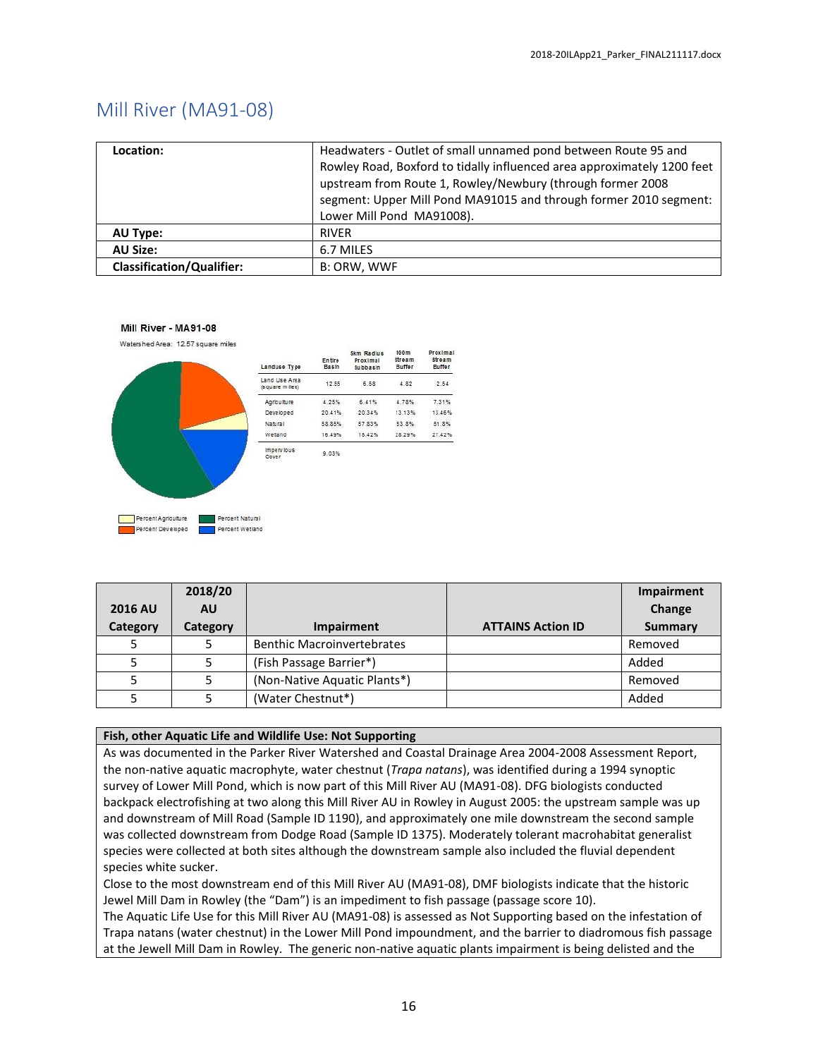## Mill River (MA91-08)

| | |
|---|---|
| **Location:** | Headwaters - Outlet of small unnamed pond between Route 95 and Rowley Road, Boxford to tidally influenced area approximately 1200 feet upstream from Route 1, Rowley/Newbury (through former 2008 segment: Upper Mill Pond MA91015 and through former 2010 segment: Lower Mill Pond MA91008). |
| **AU Type:** | RIVER |
| **AU Size:** | 6.7 MILES |
| **Classification/Qualifier:** | B: ORW, WWF |

Mill River - MA91-08

Watershed Area: 12.57 square miles

| Landuse Type | Entire Basin | 5km Radius Proximal Subbasin | 100m Stream Buffer | Proximal Stream Buffer |
|---|---|---|---|---|
| Land Use Area (square miles) | 12.55 | 6.58 | 4.82 | 2.54 |
| Agriculture | 4.25% | 6.41% | 4.78% | 7.31% |
| Developed | 20.41% | 20.34% | 13.13% | 13.46% |
| Natural | 58.85% | 57.83% | 53.8% | 51.8% |
| Wetland | 16.49% | 15.42% | 28.29% | 27.42% |
| Impervious Cover | 9.03% | | | |

Percent Agriculture
Percent Developed
Percent Natural
Percent Wetland

| 2016 AU Category | 2018/20 AU Category | Impairment | ATTAINS Action ID | Impairment Change Summary |
|---|---|---|---|---|
| 5 | 5 | Benthic Macroinvertebrates | | Removed |
| 5 | 5 | (Fish Passage Barrier*) | | Added |
| 5 | 5 | (Non-Native Aquatic Plants*) | | Removed |
| 5 | 5 | (Water Chestnut*) | | Added |

**Fish, other Aquatic Life and Wildlife Use: Not Supporting**

As was documented in the Parker River Watershed and Coastal Drainage Area 2004-2008 Assessment Report, the non-native aquatic macrophyte, water chestnut (*Trapa natans*), was identified during a 1994 synoptic survey of Lower Mill Pond, which is now part of this Mill River AU (MA91-08). DFG biologists conducted backpack electrofishing at two along this Mill River AU in Rowley in August 2005: the upstream sample was up and downstream of Mill Road (Sample ID 1190), and approximately one mile downstream the second sample was collected downstream from Dodge Road (Sample ID 1375). Moderately tolerant macrohabitat generalist species were collected at both sites although the downstream sample also included the fluvial dependent species white sucker.

Close to the most downstream end of this Mill River AU (MA91-08), DMF biologists indicate that the historic Jewel Mill Dam in Rowley (the "Dam") is an impediment to fish passage (passage score 10).

The Aquatic Life Use for this Mill River AU (MA91-08) is assessed as Not Supporting based on the infestation of Trapa natans (water chestnut) in the Lower Mill Pond impoundment, and the barrier to diadromous fish passage at the Jewell Mill Dam in Rowley. The generic non-native aquatic plants impairment is being delisted and the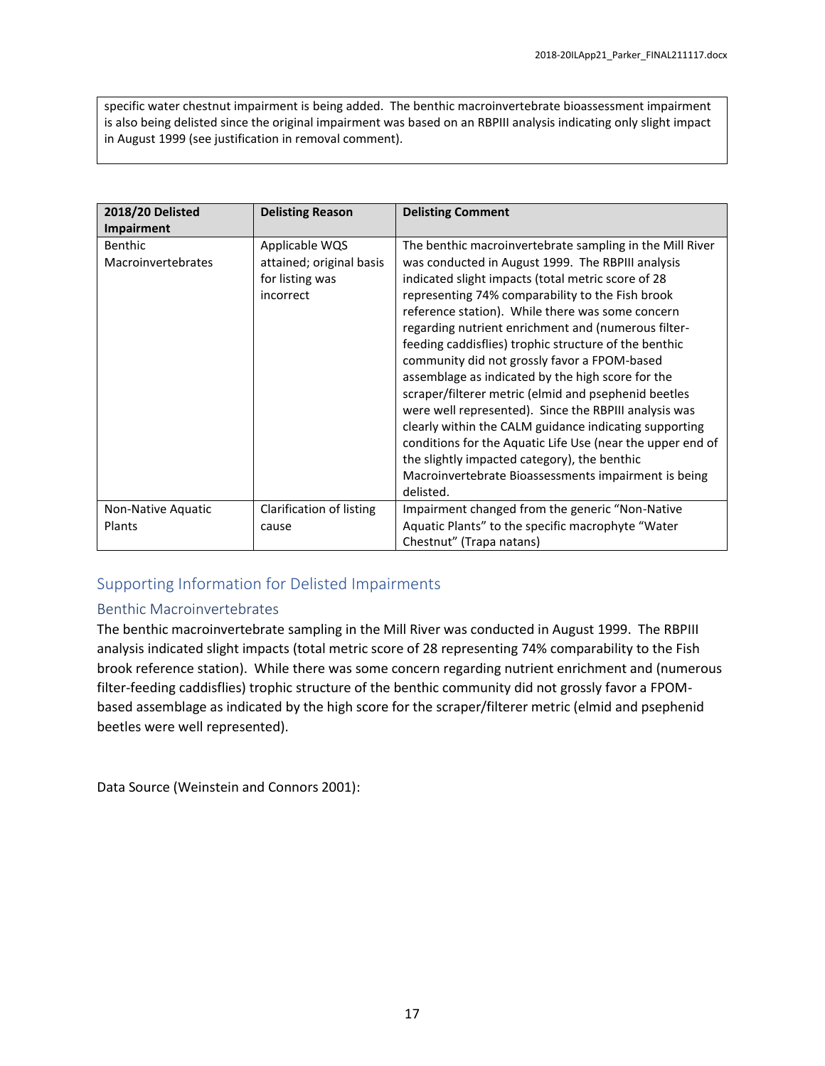specific water chestnut impairment is being added. The benthic macroinvertebrate bioassessment impairment is also being delisted since the original impairment was based on an RBPIII analysis indicating only slight impact in August 1999 (see justification in removal comment).

| 2018/20 Delisted Impairment | Delisting Reason | Delisting Comment |
|---|---|---|
| Benthic Macroinvertebrates | Applicable WQS attained; original basis for listing was incorrect | The benthic macroinvertebrate sampling in the Mill River was conducted in August 1999. The RBPIII analysis indicated slight impacts (total metric score of 28 representing 74% comparability to the Fish brook reference station). While there was some concern regarding nutrient enrichment and (numerous filter-feeding caddisflies) trophic structure of the benthic community did not grossly favor a FPOM-based assemblage as indicated by the high score for the scraper/filterer metric (elmid and psephenid beetles were well represented). Since the RBPIII analysis was clearly within the CALM guidance indicating supporting conditions for the Aquatic Life Use (near the upper end of the slightly impacted category), the benthic Macroinvertebrate Bioassessments impairment is being delisted. |
| Non-Native Aquatic Plants | Clarification of listing cause | Impairment changed from the generic "Non-Native Aquatic Plants" to the specific macrophyte "Water Chestnut" (Trapa natans) |

## Supporting Information for Delisted Impairments

### Benthic Macroinvertebrates

The benthic macroinvertebrate sampling in the Mill River was conducted in August 1999. The RBPIII analysis indicated slight impacts (total metric score of 28 representing 74% comparability to the Fish brook reference station). While there was some concern regarding nutrient enrichment and (numerous filter-feeding caddisflies) trophic structure of the benthic community did not grossly favor a FPOM-based assemblage as indicated by the high score for the scraper/filterer metric (elmid and psephenid beetles were well represented).

Data Source (Weinstein and Connors 2001):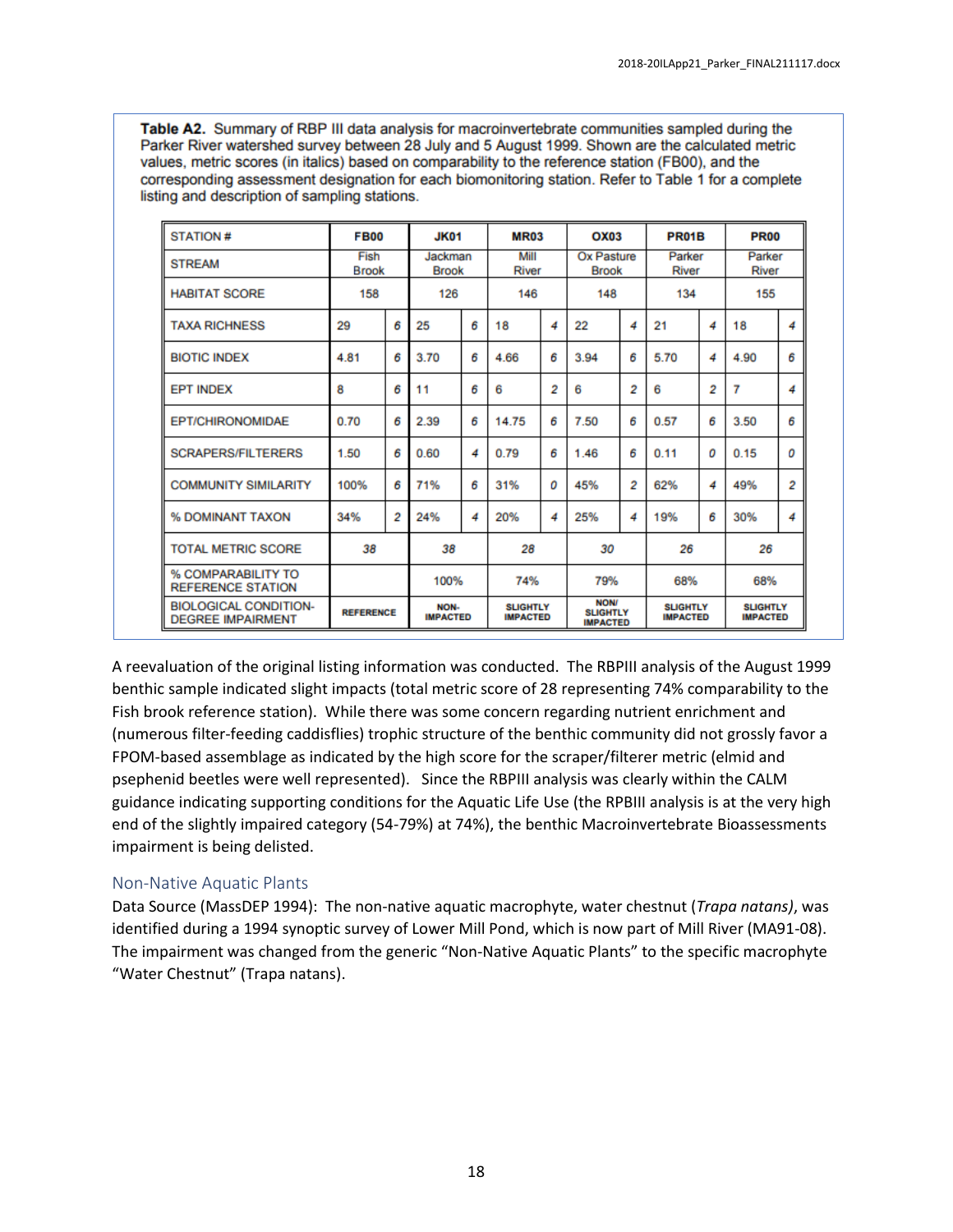**Table A2.** Summary of RBP III data analysis for macroinvertebrate communities sampled during the Parker River watershed survey between 28 July and 5 August 1999. Shown are the calculated metric values, metric scores (in italics) based on comparability to the reference station (FB00), and the corresponding assessment designation for each biomonitoring station. Refer to Table 1 for a complete listing and description of sampling stations.

| STATION # | FB00 | | JK01 | | MR03 | | OX03 | | PR01B | | PR00 | |
|---|---|---|---|---|---|---|---|---|---|---|---|---|
| STREAM | Fish Brook | | Jackman Brook | | Mill River | | Ox Pasture Brook | | Parker River | | Parker River | |
| HABITAT SCORE | 158 | | 126 | | 146 | | 148 | | 134 | | 155 | |
| TAXA RICHNESS | 29 | *6* | 25 | *6* | 18 | *4* | 22 | *4* | 21 | *4* | 18 | *4* |
| BIOTIC INDEX | 4.81 | *6* | 3.70 | *6* | 4.66 | *6* | 3.94 | *6* | 5.70 | *4* | 4.90 | *6* |
| EPT INDEX | 8 | *6* | 11 | *6* | 6 | *2* | 6 | *2* | 6 | *2* | 7 | *4* |
| EPT/CHIRONOMIDAE | 0.70 | *6* | 2.39 | *6* | 14.75 | *6* | 7.50 | *6* | 0.57 | *6* | 3.50 | *6* |
| SCRAPERS/FILTERERS | 1.50 | *6* | 0.60 | *4* | 0.79 | *6* | 1.46 | *6* | 0.11 | *0* | 0.15 | *0* |
| COMMUNITY SIMILARITY | 100% | *6* | 71% | *6* | 31% | *0* | 45% | *2* | 62% | *4* | 49% | *2* |
| % DOMINANT TAXON | 34% | *2* | 24% | *4* | 20% | *4* | 25% | *4* | 19% | *6* | 30% | *4* |
| TOTAL METRIC SCORE | *38* | | *38* | | *28* | | *30* | | *26* | | *26* | |
| % COMPARABILITY TO REFERENCE STATION | | | 100% | | 74% | | 79% | | 68% | | 68% | |
| BIOLOGICAL CONDITION-DEGREE IMPAIRMENT | REFERENCE | | NON-IMPACTED | | SLIGHTLY IMPACTED | | NON/ SLIGHTLY IMPACTED | | SLIGHTLY IMPACTED | | SLIGHTLY IMPACTED | |

A reevaluation of the original listing information was conducted. The RBPIII analysis of the August 1999 benthic sample indicated slight impacts (total metric score of 28 representing 74% comparability to the Fish brook reference station). While there was some concern regarding nutrient enrichment and (numerous filter-feeding caddisflies) trophic structure of the benthic community did not grossly favor a FPOM-based assemblage as indicated by the high score for the scraper/filterer metric (elmid and psephenid beetles were well represented). Since the RBPIII analysis was clearly within the CALM guidance indicating supporting conditions for the Aquatic Life Use (the RPBIII analysis is at the very high end of the slightly impaired category (54-79%) at 74%), the benthic Macroinvertebrate Bioassessments impairment is being delisted.

### Non-Native Aquatic Plants

Data Source (MassDEP 1994): The non-native aquatic macrophyte, water chestnut (*Trapa natans)*, was identified during a 1994 synoptic survey of Lower Mill Pond, which is now part of Mill River (MA91-08). The impairment was changed from the generic "Non-Native Aquatic Plants" to the specific macrophyte "Water Chestnut" (Trapa natans).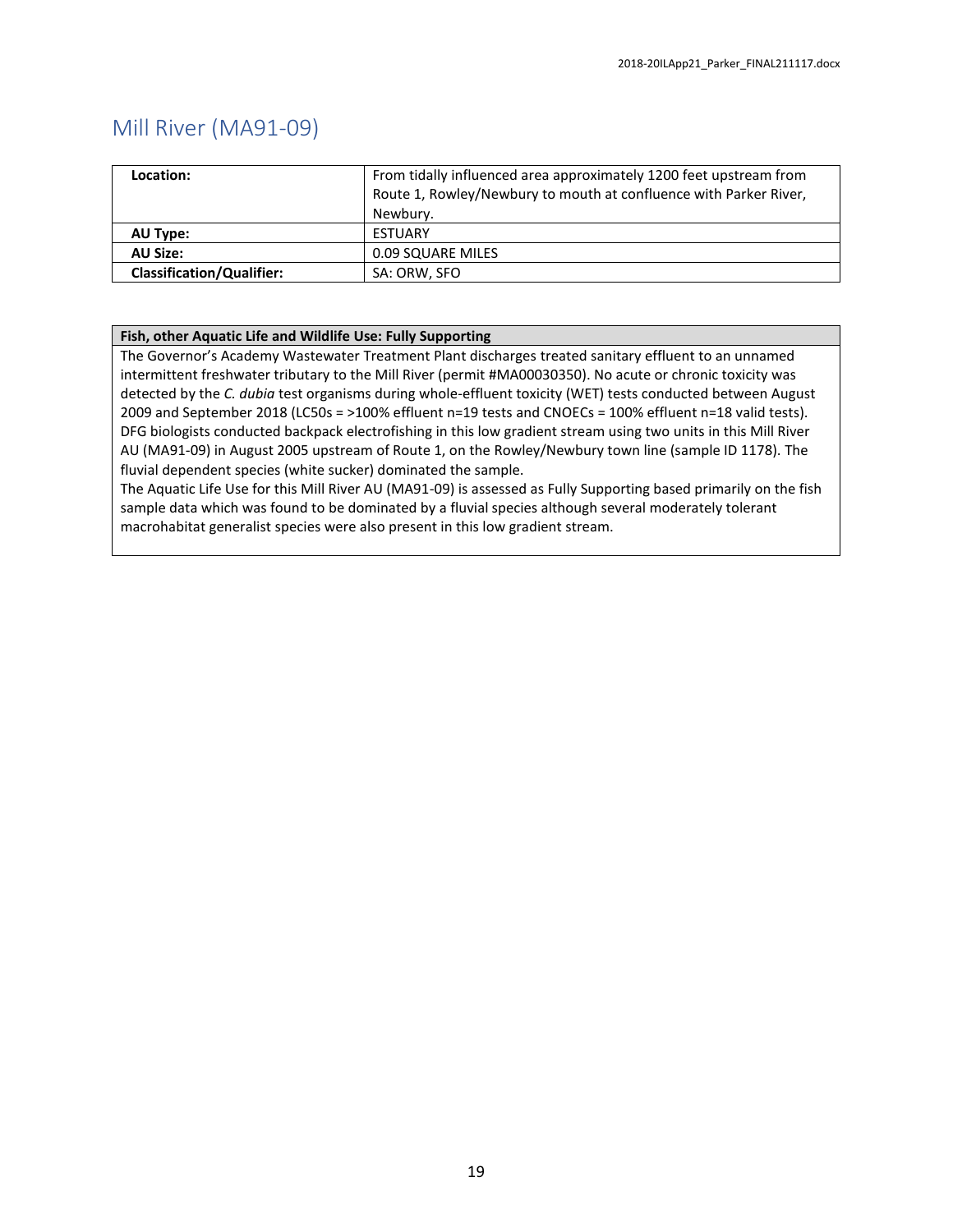## Mill River (MA91-09)

| | |
|---|---|
| **Location:** | From tidally influenced area approximately 1200 feet upstream from Route 1, Rowley/Newbury to mouth at confluence with Parker River, Newbury. |
| **AU Type:** | ESTUARY |
| **AU Size:** | 0.09 SQUARE MILES |
| **Classification/Qualifier:** | SA: ORW, SFO |

| **Fish, other Aquatic Life and Wildlife Use: Fully Supporting** |
|---|
| The Governor's Academy Wastewater Treatment Plant discharges treated sanitary effluent to an unnamed intermittent freshwater tributary to the Mill River (permit #MA00030350). No acute or chronic toxicity was detected by the *C. dubia* test organisms during whole-effluent toxicity (WET) tests conducted between August 2009 and September 2018 (LC50s = >100% effluent n=19 tests and CNOECs = 100% effluent n=18 valid tests). DFG biologists conducted backpack electrofishing in this low gradient stream using two units in this Mill River AU (MA91-09) in August 2005 upstream of Route 1, on the Rowley/Newbury town line (sample ID 1178). The fluvial dependent species (white sucker) dominated the sample. The Aquatic Life Use for this Mill River AU (MA91-09) is assessed as Fully Supporting based primarily on the fish sample data which was found to be dominated by a fluvial species although several moderately tolerant macrohabitat generalist species were also present in this low gradient stream. |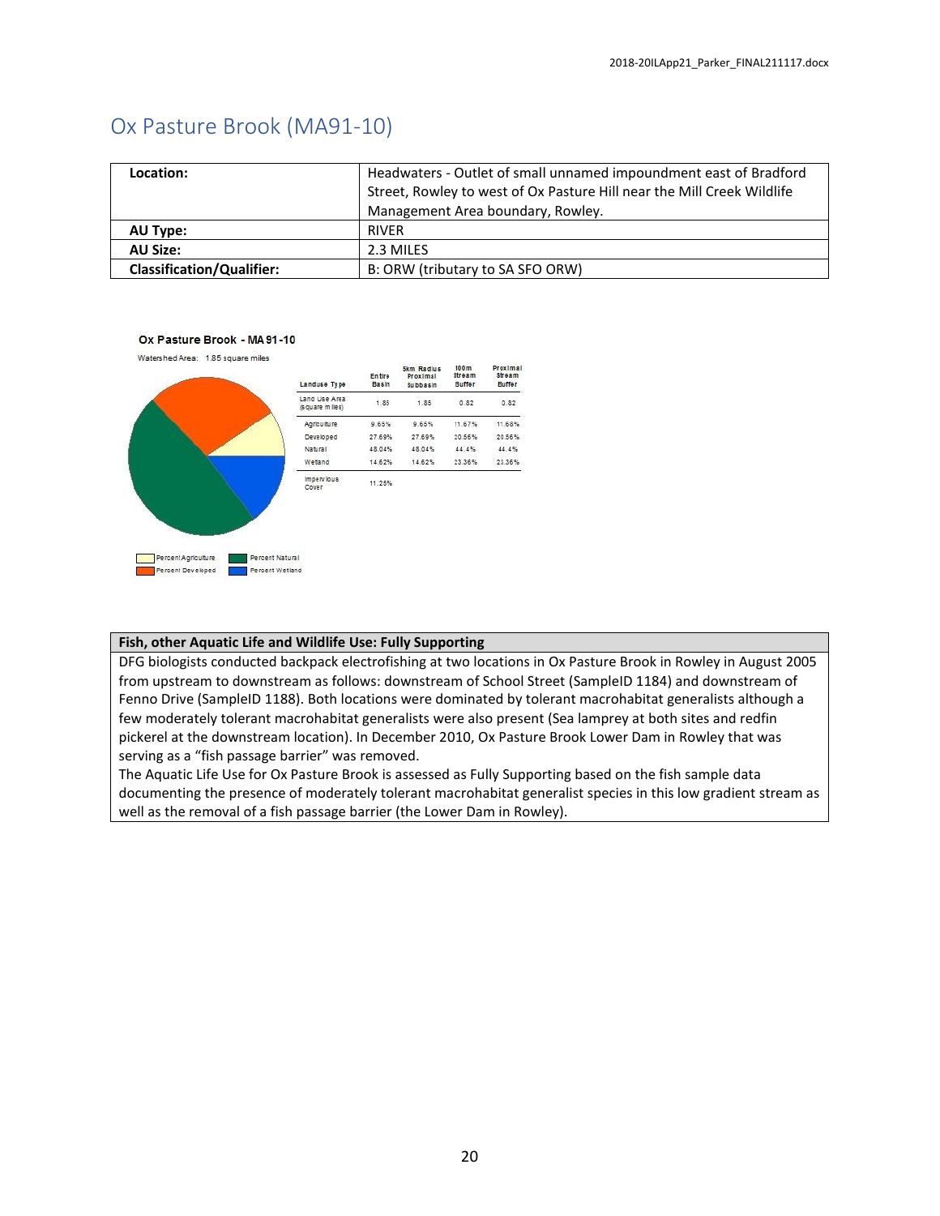## Ox Pasture Brook (MA91-10)

| | |
|---|---|
| **Location:** | Headwaters - Outlet of small unnamed impoundment east of Bradford Street, Rowley to west of Ox Pasture Hill near the Mill Creek Wildlife Management Area boundary, Rowley. |
| **AU Type:** | RIVER |
| **AU Size:** | 2.3 MILES |
| **Classification/Qualifier:** | B: ORW (tributary to SA SFO ORW) |

**Ox Pasture Brook - MA91-10**

Watershed Area: 1.85 square miles

| Landuse Type | Entire Basin | 5km Radius Proximal Subbasin | 100m Stream Buffer | Proximal Stream Buffer |
|---|---|---|---|---|
| Land Use Area (square miles) | 1.85 | 1.85 | 0.82 | 0.82 |
| Agriculture | 9.65% | 9.65% | 11.67% | 11.66% |
| Developed | 27.69% | 27.69% | 20.56% | 20.56% |
| Natural | 48.04% | 48.04% | 44.4% | 44.4% |
| Wetland | 14.62% | 14.62% | 23.36% | 23.36% |
| Impervious Cover | 11.25% | | | |

Percent Agriculture | Percent Natural | Percent Developed | Percent Wetland

| **Fish, other Aquatic Life and Wildlife Use: Fully Supporting** |
|---|
| DFG biologists conducted backpack electrofishing at two locations in Ox Pasture Brook in Rowley in August 2005 from upstream to downstream as follows: downstream of School Street (SampleID 1184) and downstream of Fenno Drive (SampleID 1188). Both locations were dominated by tolerant macrohabitat generalists although a few moderately tolerant macrohabitat generalists were also present (Sea lamprey at both sites and redfin pickerel at the downstream location). In December 2010, Ox Pasture Brook Lower Dam in Rowley that was serving as a "fish passage barrier" was removed. The Aquatic Life Use for Ox Pasture Brook is assessed as Fully Supporting based on the fish sample data documenting the presence of moderately tolerant macrohabitat generalist species in this low gradient stream as well as the removal of a fish passage barrier (the Lower Dam in Rowley). |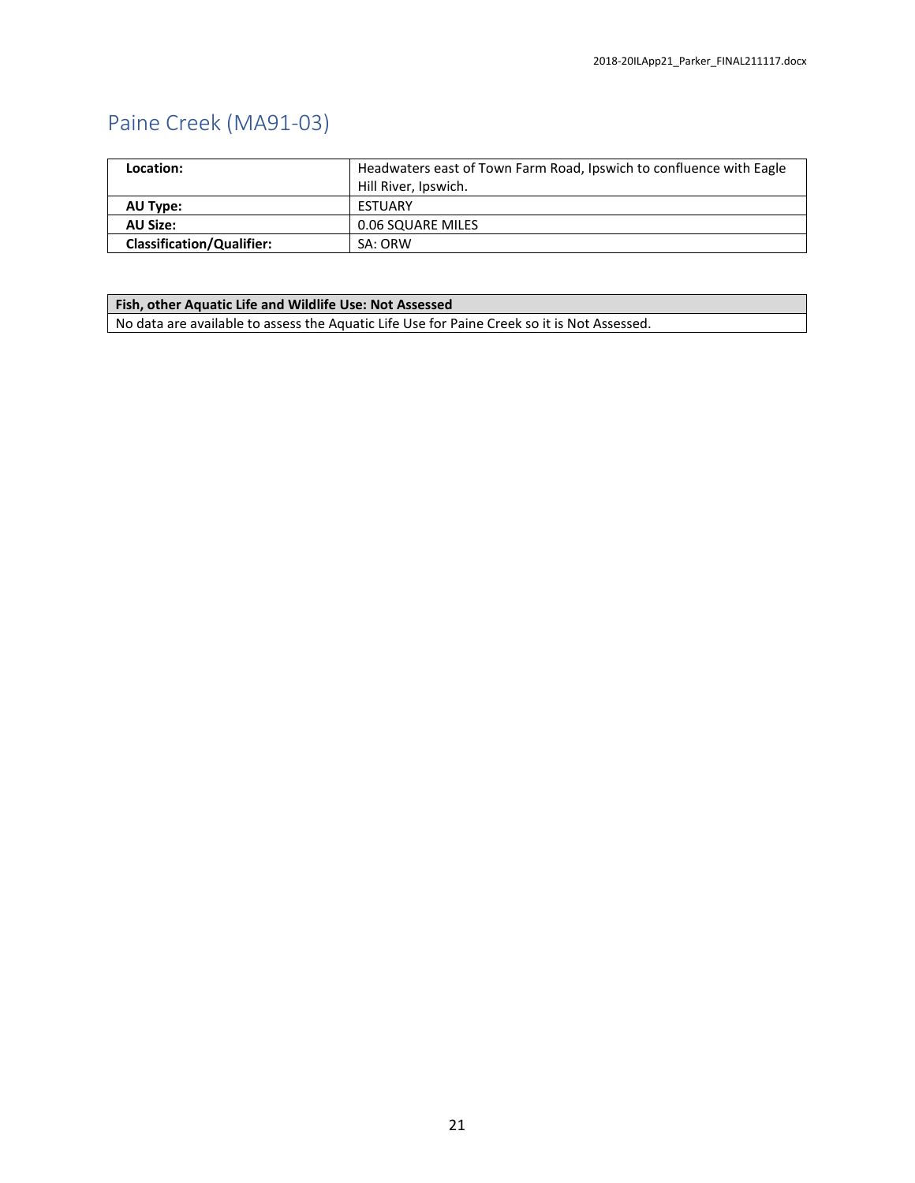## Paine Creek (MA91-03)

| | |
|---|---|
| **Location:** | Headwaters east of Town Farm Road, Ipswich to confluence with Eagle Hill River, Ipswich. |
| **AU Type:** | ESTUARY |
| **AU Size:** | 0.06 SQUARE MILES |
| **Classification/Qualifier:** | SA: ORW |

| **Fish, other Aquatic Life and Wildlife Use: Not Assessed** |
|---|
| No data are available to assess the Aquatic Life Use for Paine Creek so it is Not Assessed. |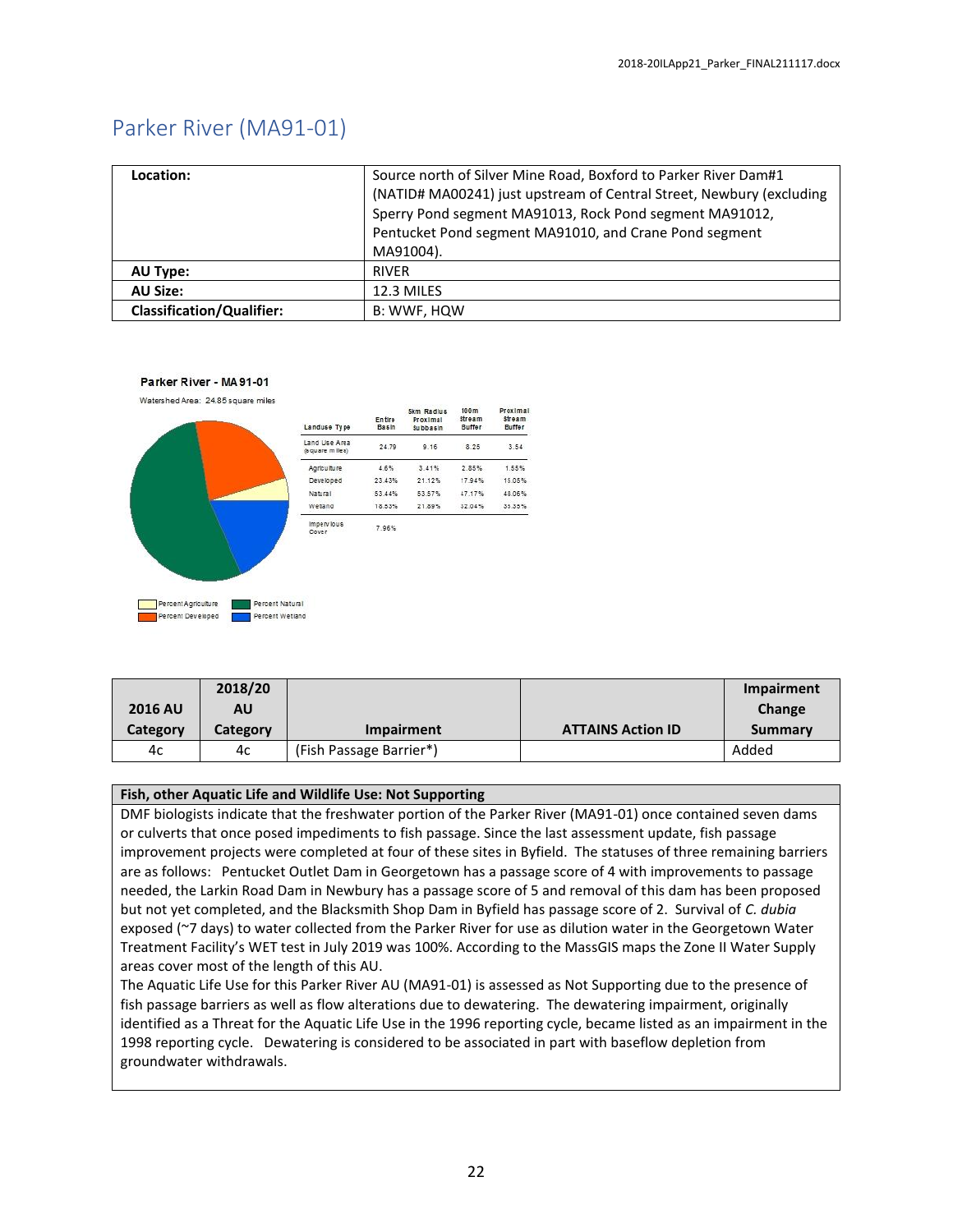# Parker River (MA91-01)

| | |
|---|---|
| **Location:** | Source north of Silver Mine Road, Boxford to Parker River Dam#1 (NATID# MA00241) just upstream of Central Street, Newbury (excluding Sperry Pond segment MA91013, Rock Pond segment MA91012, Pentucket Pond segment MA91010, and Crane Pond segment MA91004). |
| **AU Type:** | RIVER |
| **AU Size:** | 12.3 MILES |
| **Classification/Qualifier:** | B: WWF, HQW |

Parker River - MA91-01

Watershed Area: 24.85 square miles

| Landuse Type | Entire Basin | 5km Radius Proximal Subbasin | 100m Stream Buffer | Proximal Stream Buffer |
|---|---|---|---|---|
| Land Use Area (square miles) | 24.79 | 9.16 | 8.25 | 3.54 |
| Agriculture | 4.6% | 3.41% | 2.85% | 1.55% |
| Developed | 23.43% | 21.12% | 17.94% | 15.05% |
| Natural | 53.44% | 53.57% | 47.17% | 48.06% |
| Wetland | 18.53% | 21.89% | 32.04% | 35.35% |
| Impervious Cover | 7.96% | | | |

Percent Agriculture
Percent Developed
Percent Natural
Percent Wetland

| 2016 AU Category | 2018/20 AU Category | Impairment | ATTAINS Action ID | Impairment Change Summary |
|---|---|---|---|---|
| 4c | 4c | (Fish Passage Barrier*) | | Added |

**Fish, other Aquatic Life and Wildlife Use: Not Supporting**

DMF biologists indicate that the freshwater portion of the Parker River (MA91-01) once contained seven dams or culverts that once posed impediments to fish passage. Since the last assessment update, fish passage improvement projects were completed at four of these sites in Byfield. The statuses of three remaining barriers are as follows: Pentucket Outlet Dam in Georgetown has a passage score of 4 with improvements to passage needed, the Larkin Road Dam in Newbury has a passage score of 5 and removal of this dam has been proposed but not yet completed, and the Blacksmith Shop Dam in Byfield has passage score of 2. Survival of *C. dubia* exposed (~7 days) to water collected from the Parker River for use as dilution water in the Georgetown Water Treatment Facility's WET test in July 2019 was 100%. According to the MassGIS maps the Zone II Water Supply areas cover most of the length of this AU.

The Aquatic Life Use for this Parker River AU (MA91-01) is assessed as Not Supporting due to the presence of fish passage barriers as well as flow alterations due to dewatering. The dewatering impairment, originally identified as a Threat for the Aquatic Life Use in the 1996 reporting cycle, became listed as an impairment in the 1998 reporting cycle. Dewatering is considered to be associated in part with baseflow depletion from groundwater withdrawals.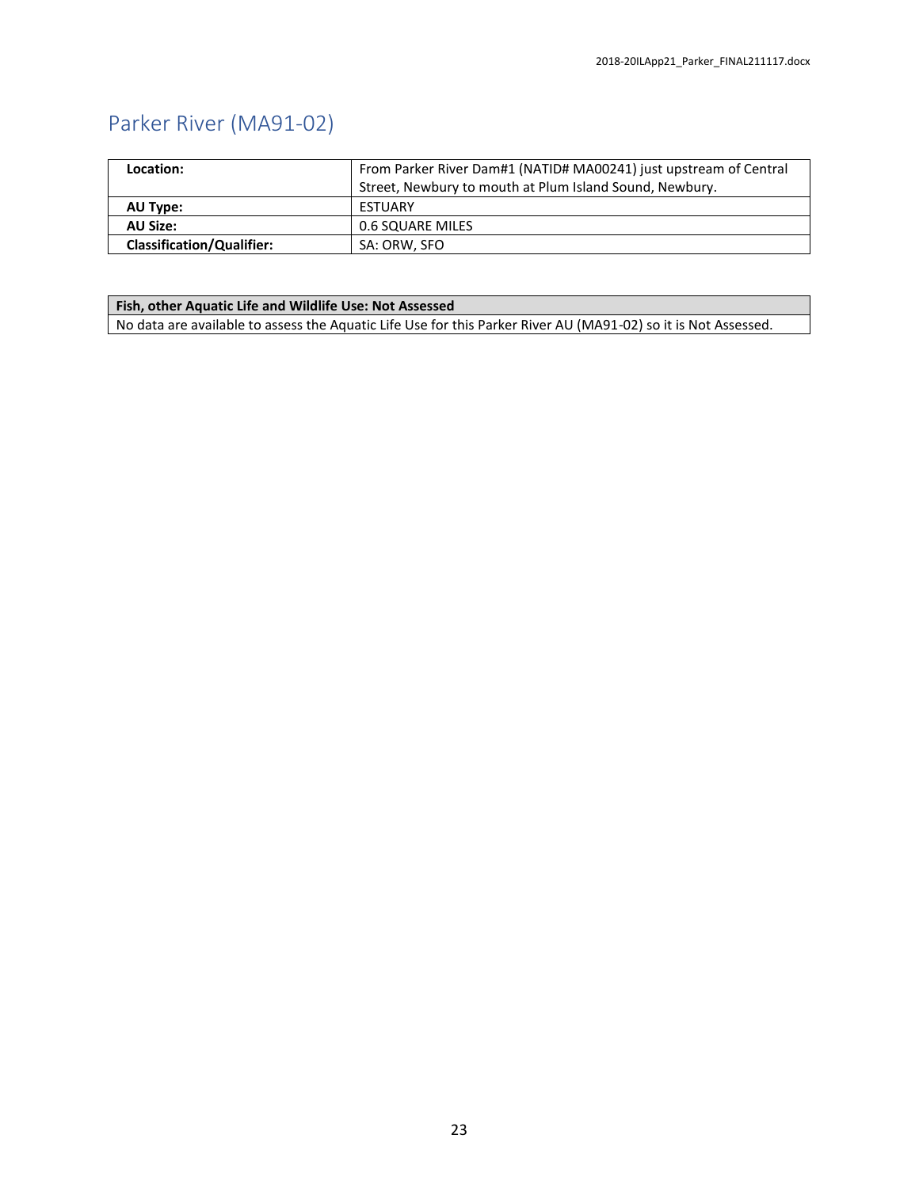## Parker River (MA91-02)

| | |
|---|---|
| **Location:** | From Parker River Dam#1 (NATID# MA00241) just upstream of Central Street, Newbury to mouth at Plum Island Sound, Newbury. |
| **AU Type:** | ESTUARY |
| **AU Size:** | 0.6 SQUARE MILES |
| **Classification/Qualifier:** | SA: ORW, SFO |

| **Fish, other Aquatic Life and Wildlife Use: Not Assessed** |
|---|
| No data are available to assess the Aquatic Life Use for this Parker River AU (MA91-02) so it is Not Assessed. |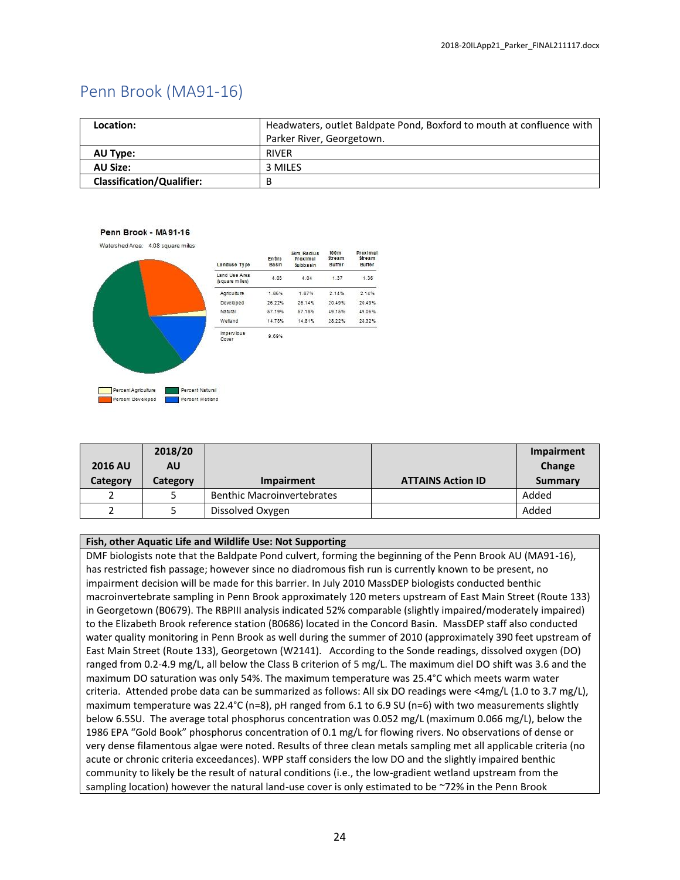## Penn Brook (MA91-16)

| | |
|---|---|
| **Location:** | Headwaters, outlet Baldpate Pond, Boxford to mouth at confluence with Parker River, Georgetown. |
| **AU Type:** | RIVER |
| **AU Size:** | 3 MILES |
| **Classification/Qualifier:** | B |

Penn Brook - MA91-16

Watershed Area: 4.08 square miles

| Landuse Type | Entire Basin | 5km Radius Proximal Subbasin | 100m Stream Buffer | Proximal Stream Buffer |
|---|---|---|---|---|
| Land Use Area (square miles) | 4.08 | 4.04 | 1.37 | 1.36 |
| Agriculture | 1.86% | 1.87% | 2.14% | 2.14% |
| Developed | 26.22% | 26.14% | 20.49% | 20.49% |
| Natural | 57.19% | 57.18% | 49.15% | 49.06% |
| Wetland | 14.73% | 14.81% | 28.22% | 28.32% |
| Impervious Cover | 9.69% | | | |

Percent Agriculture
Percent Developed
Percent Natural
Percent Wetland

| 2016 AU Category | 2018/20 AU Category | Impairment | ATTAINS Action ID | Impairment Change Summary |
|---|---|---|---|---|
| 2 | 5 | Benthic Macroinvertebrates | | Added |
| 2 | 5 | Dissolved Oxygen | | Added |

**Fish, other Aquatic Life and Wildlife Use: Not Supporting**

DMF biologists note that the Baldpate Pond culvert, forming the beginning of the Penn Brook AU (MA91-16), has restricted fish passage; however since no diadromous fish run is currently known to be present, no impairment decision will be made for this barrier. In July 2010 MassDEP biologists conducted benthic macroinvertebrate sampling in Penn Brook approximately 120 meters upstream of East Main Street (Route 133) in Georgetown (B0679). The RBPIII analysis indicated 52% comparable (slightly impaired/moderately impaired) to the Elizabeth Brook reference station (B0686) located in the Concord Basin. MassDEP staff also conducted water quality monitoring in Penn Brook as well during the summer of 2010 (approximately 390 feet upstream of East Main Street (Route 133), Georgetown (W2141). According to the Sonde readings, dissolved oxygen (DO) ranged from 0.2-4.9 mg/L, all below the Class B criterion of 5 mg/L. The maximum diel DO shift was 3.6 and the maximum DO saturation was only 54%. The maximum temperature was 25.4°C which meets warm water criteria. Attended probe data can be summarized as follows: All six DO readings were <4mg/L (1.0 to 3.7 mg/L), maximum temperature was 22.4°C (n=8), pH ranged from 6.1 to 6.9 SU (n=6) with two measurements slightly below 6.5SU. The average total phosphorus concentration was 0.052 mg/L (maximum 0.066 mg/L), below the 1986 EPA "Gold Book" phosphorus concentration of 0.1 mg/L for flowing rivers. No observations of dense or very dense filamentous algae were noted. Results of three clean metals sampling met all applicable criteria (no acute or chronic criteria exceedances). WPP staff considers the low DO and the slightly impaired benthic community to likely be the result of natural conditions (i.e., the low-gradient wetland upstream from the sampling location) however the natural land-use cover is only estimated to be ~72% in the Penn Brook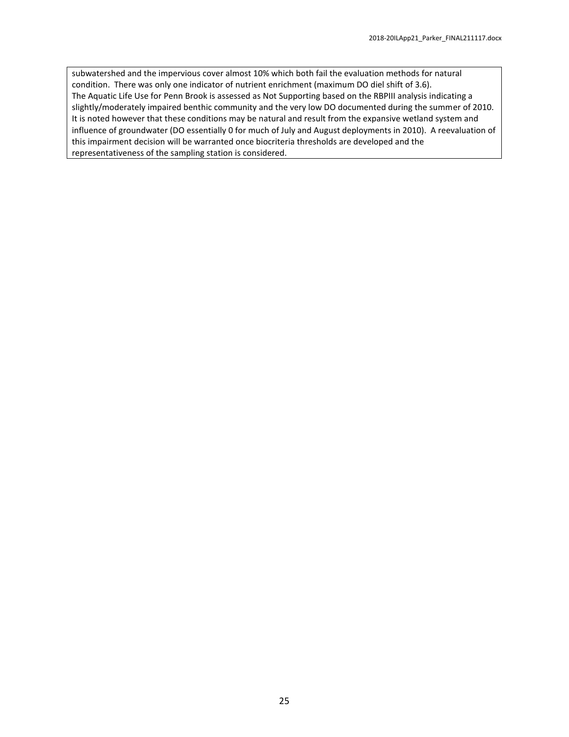subwatershed and the impervious cover almost 10% which both fail the evaluation methods for natural condition. There was only one indicator of nutrient enrichment (maximum DO diel shift of 3.6).
The Aquatic Life Use for Penn Brook is assessed as Not Supporting based on the RBPIII analysis indicating a slightly/moderately impaired benthic community and the very low DO documented during the summer of 2010. It is noted however that these conditions may be natural and result from the expansive wetland system and influence of groundwater (DO essentially 0 for much of July and August deployments in 2010). A reevaluation of this impairment decision will be warranted once biocriteria thresholds are developed and the representativeness of the sampling station is considered.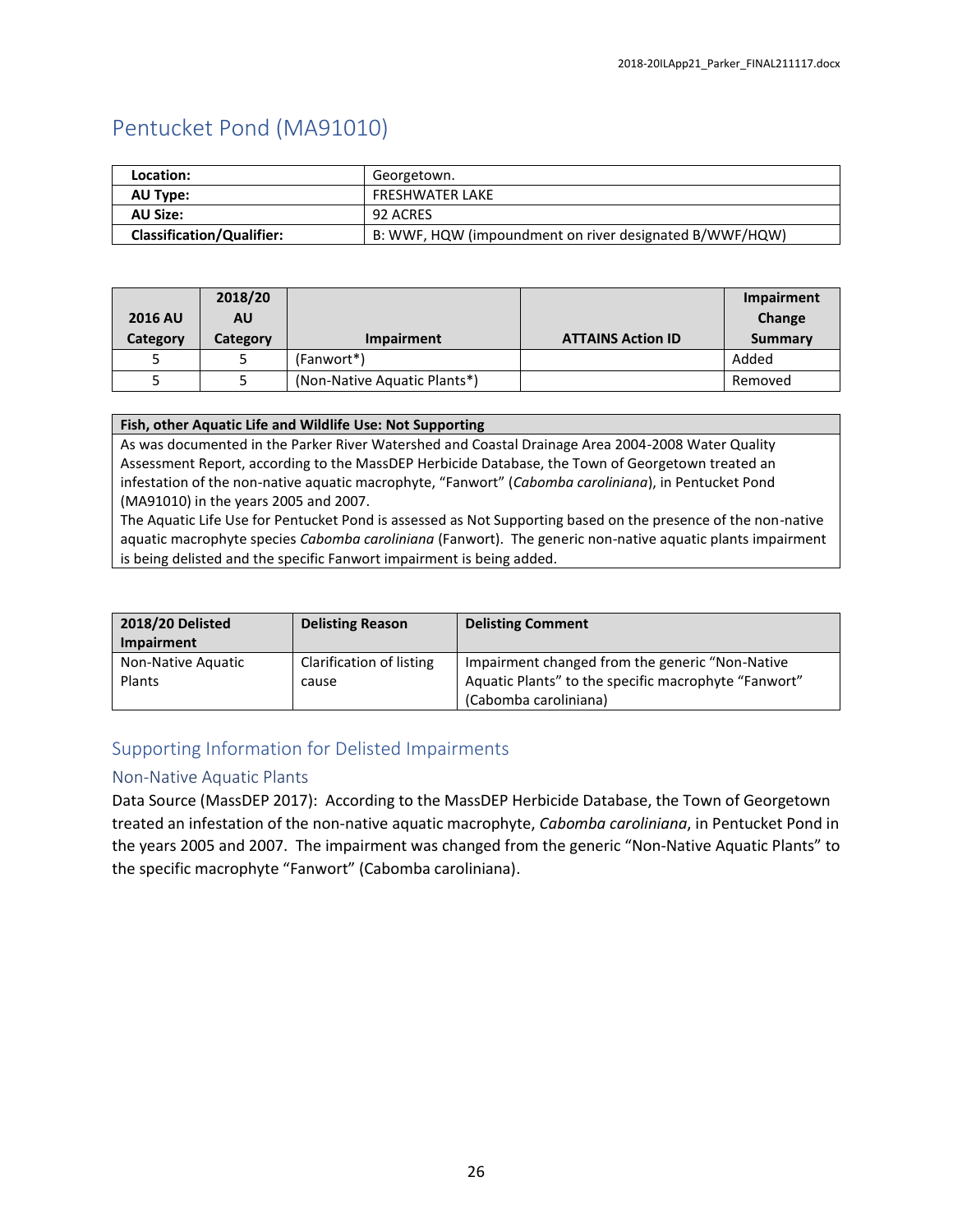# Pentucket Pond (MA91010)

| | |
|---|---|
| **Location:** | Georgetown. |
| **AU Type:** | FRESHWATER LAKE |
| **AU Size:** | 92 ACRES |
| **Classification/Qualifier:** | B: WWF, HQW (impoundment on river designated B/WWF/HQW) |

| 2016 AU Category | 2018/20 AU Category | Impairment | ATTAINS Action ID | Impairment Change Summary |
|---|---|---|---|---|
| 5 | 5 | (Fanwort*) | | Added |
| 5 | 5 | (Non-Native Aquatic Plants*) | | Removed |

| Fish, other Aquatic Life and Wildlife Use: Not Supporting |
|---|
| As was documented in the Parker River Watershed and Coastal Drainage Area 2004-2008 Water Quality Assessment Report, according to the MassDEP Herbicide Database, the Town of Georgetown treated an infestation of the non-native aquatic macrophyte, "Fanwort" (*Cabomba caroliniana*), in Pentucket Pond (MA91010) in the years 2005 and 2007. The Aquatic Life Use for Pentucket Pond is assessed as Not Supporting based on the presence of the non-native aquatic macrophyte species *Cabomba caroliniana* (Fanwort). The generic non-native aquatic plants impairment is being delisted and the specific Fanwort impairment is being added. |

| 2018/20 Delisted Impairment | Delisting Reason | Delisting Comment |
|---|---|---|
| Non-Native Aquatic Plants | Clarification of listing cause | Impairment changed from the generic "Non-Native Aquatic Plants" to the specific macrophyte "Fanwort" (Cabomba caroliniana) |

## Supporting Information for Delisted Impairments

### Non-Native Aquatic Plants

Data Source (MassDEP 2017): According to the MassDEP Herbicide Database, the Town of Georgetown treated an infestation of the non-native aquatic macrophyte, *Cabomba caroliniana*, in Pentucket Pond in the years 2005 and 2007. The impairment was changed from the generic "Non-Native Aquatic Plants" to the specific macrophyte "Fanwort" (Cabomba caroliniana).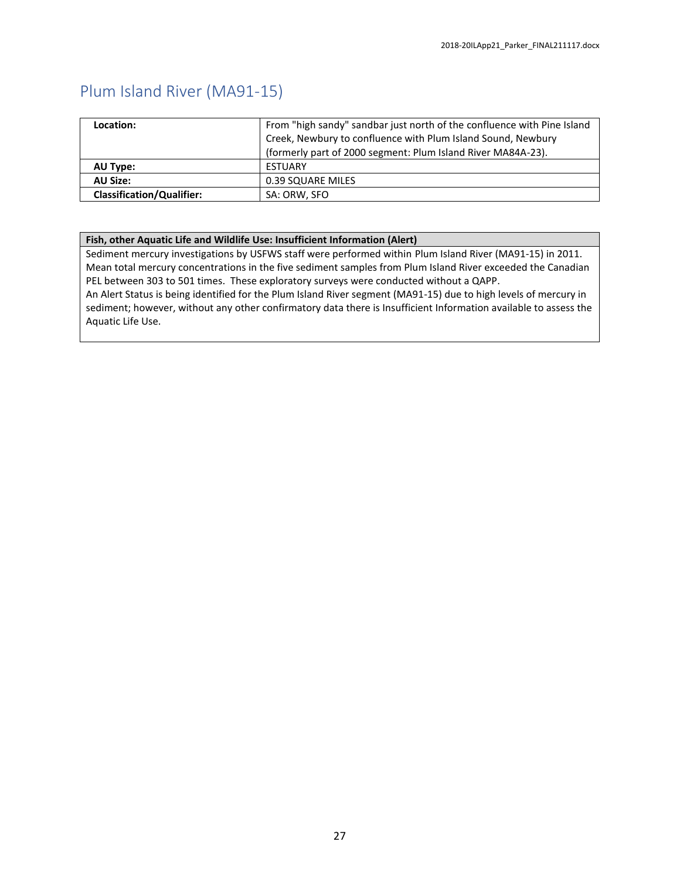## Plum Island River (MA91-15)

| | |
|---|---|
| **Location:** | From "high sandy" sandbar just north of the confluence with Pine Island Creek, Newbury to confluence with Plum Island Sound, Newbury (formerly part of 2000 segment: Plum Island River MA84A-23). |
| **AU Type:** | ESTUARY |
| **AU Size:** | 0.39 SQUARE MILES |
| **Classification/Qualifier:** | SA: ORW, SFO |

| **Fish, other Aquatic Life and Wildlife Use: Insufficient Information (Alert)** |
|---|
| Sediment mercury investigations by USFWS staff were performed within Plum Island River (MA91-15) in 2011. Mean total mercury concentrations in the five sediment samples from Plum Island River exceeded the Canadian PEL between 303 to 501 times. These exploratory surveys were conducted without a QAPP.<br>An Alert Status is being identified for the Plum Island River segment (MA91-15) due to high levels of mercury in sediment; however, without any other confirmatory data there is Insufficient Information available to assess the Aquatic Life Use. |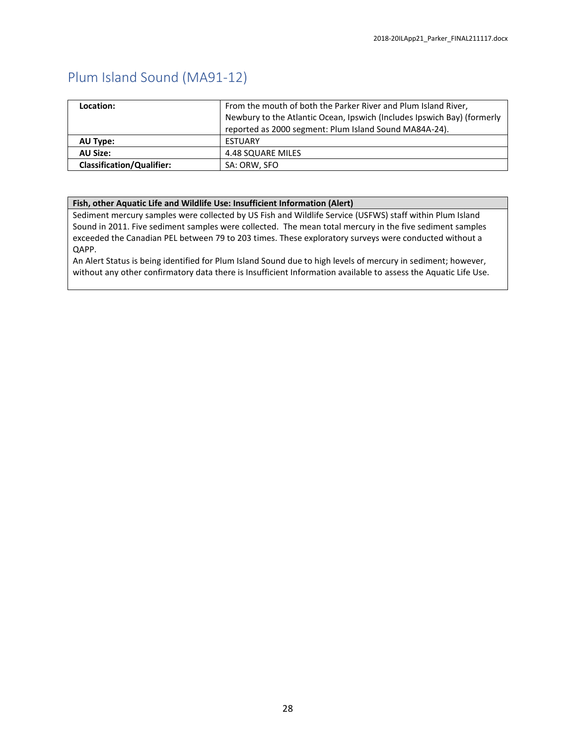## Plum Island Sound (MA91-12)

| | |
|---|---|
| **Location:** | From the mouth of both the Parker River and Plum Island River, Newbury to the Atlantic Ocean, Ipswich (Includes Ipswich Bay) (formerly reported as 2000 segment: Plum Island Sound MA84A-24). |
| **AU Type:** | ESTUARY |
| **AU Size:** | 4.48 SQUARE MILES |
| **Classification/Qualifier:** | SA: ORW, SFO |

| **Fish, other Aquatic Life and Wildlife Use: Insufficient Information (Alert)** |
|---|
| Sediment mercury samples were collected by US Fish and Wildlife Service (USFWS) staff within Plum Island Sound in 2011. Five sediment samples were collected. The mean total mercury in the five sediment samples exceeded the Canadian PEL between 79 to 203 times. These exploratory surveys were conducted without a QAPP.<br>An Alert Status is being identified for Plum Island Sound due to high levels of mercury in sediment; however, without any other confirmatory data there is Insufficient Information available to assess the Aquatic Life Use. |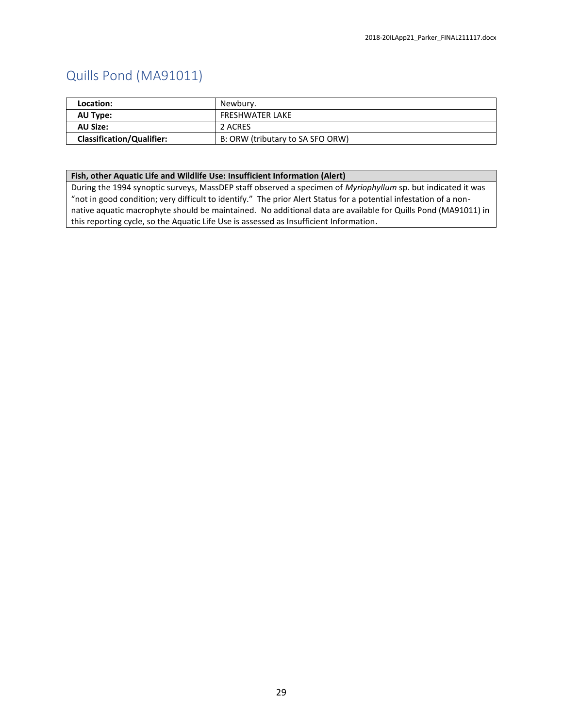## Quills Pond (MA91011)

| | |
|---|---|
| **Location:** | Newbury. |
| **AU Type:** | FRESHWATER LAKE |
| **AU Size:** | 2 ACRES |
| **Classification/Qualifier:** | B: ORW (tributary to SA SFO ORW) |

| **Fish, other Aquatic Life and Wildlife Use: Insufficient Information (Alert)** |
|---|
| During the 1994 synoptic surveys, MassDEP staff observed a specimen of *Myriophyllum* sp. but indicated it was "not in good condition; very difficult to identify." The prior Alert Status for a potential infestation of a non-native aquatic macrophyte should be maintained. No additional data are available for Quills Pond (MA91011) in this reporting cycle, so the Aquatic Life Use is assessed as Insufficient Information. |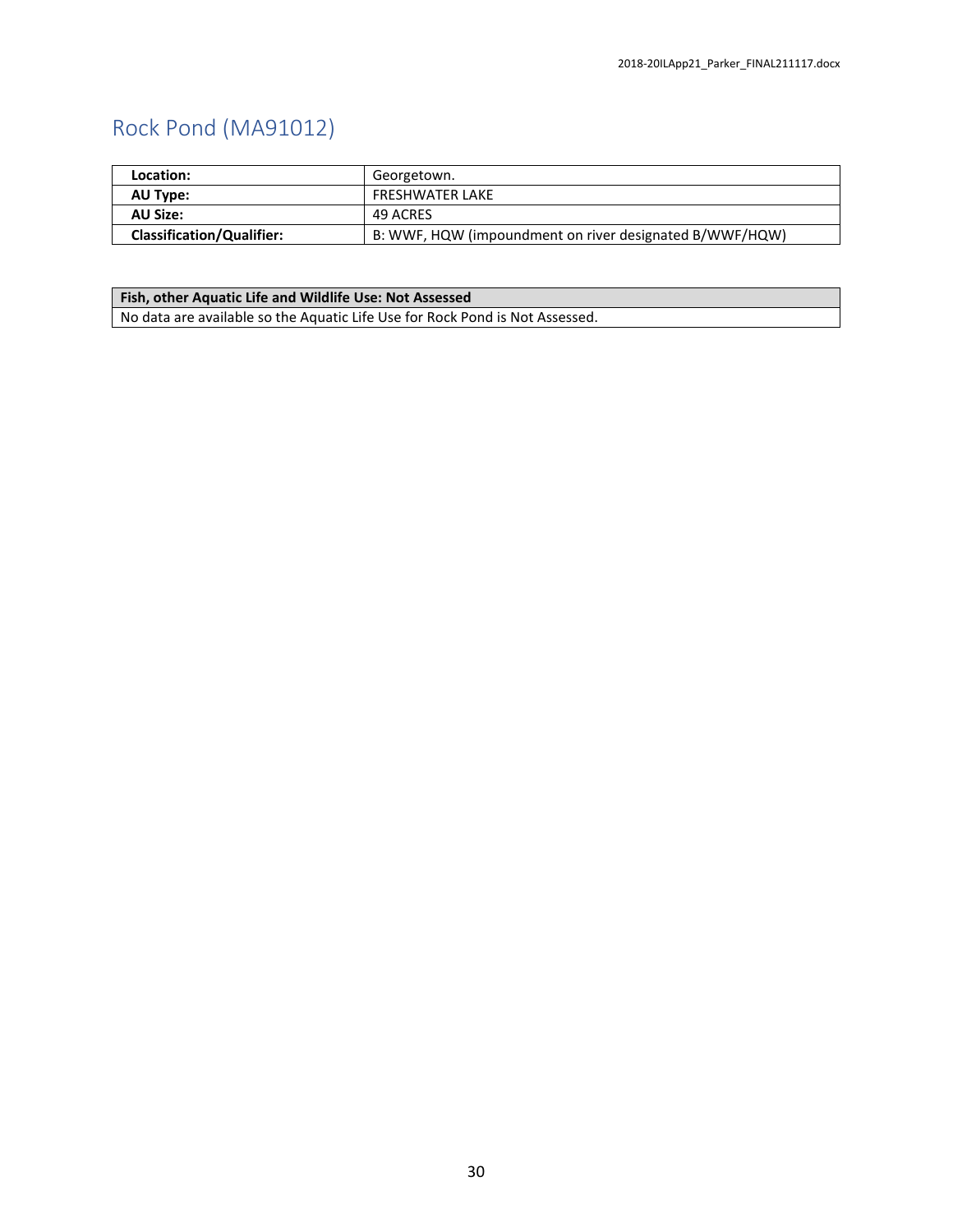## Rock Pond (MA91012)

| | |
|---|---|
| **Location:** | Georgetown. |
| **AU Type:** | FRESHWATER LAKE |
| **AU Size:** | 49 ACRES |
| **Classification/Qualifier:** | B: WWF, HQW (impoundment on river designated B/WWF/HQW) |

| **Fish, other Aquatic Life and Wildlife Use: Not Assessed** |
|---|
| No data are available so the Aquatic Life Use for Rock Pond is Not Assessed. |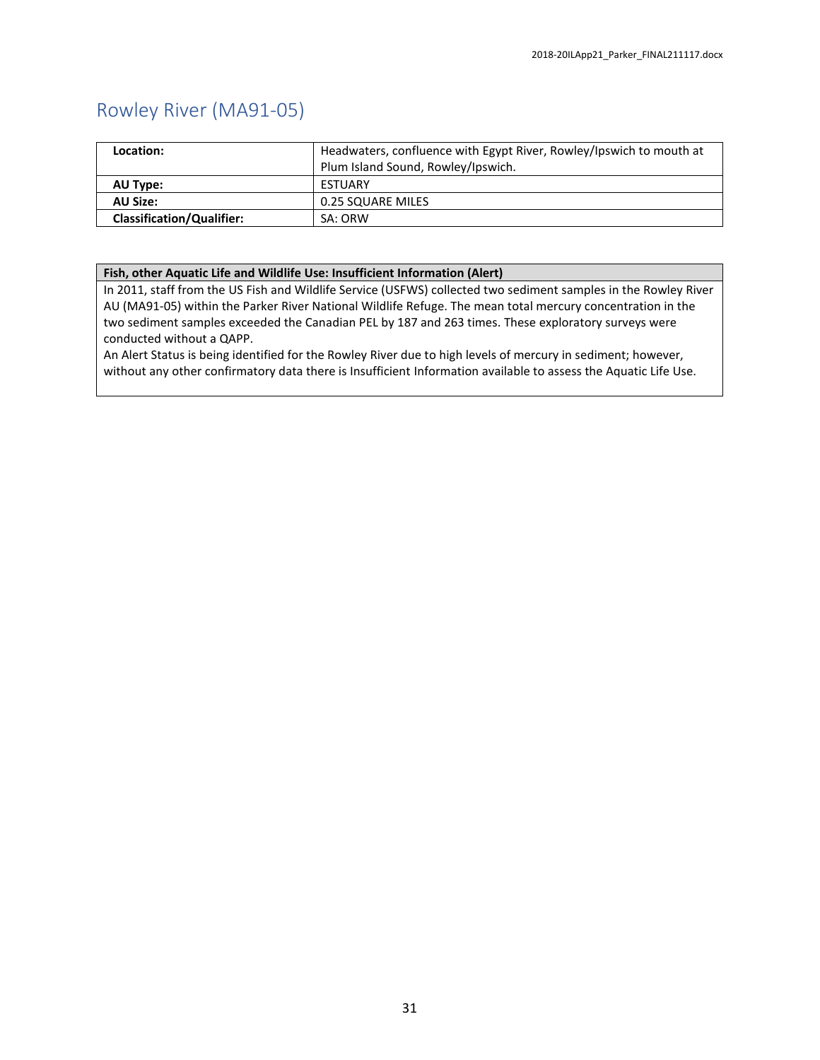## Rowley River (MA91-05)

| | |
|---|---|
| **Location:** | Headwaters, confluence with Egypt River, Rowley/Ipswich to mouth at Plum Island Sound, Rowley/Ipswich. |
| **AU Type:** | ESTUARY |
| **AU Size:** | 0.25 SQUARE MILES |
| **Classification/Qualifier:** | SA: ORW |

| **Fish, other Aquatic Life and Wildlife Use: Insufficient Information (Alert)** |
|---|
| In 2011, staff from the US Fish and Wildlife Service (USFWS) collected two sediment samples in the Rowley River AU (MA91-05) within the Parker River National Wildlife Refuge. The mean total mercury concentration in the two sediment samples exceeded the Canadian PEL by 187 and 263 times. These exploratory surveys were conducted without a QAPP.<br>An Alert Status is being identified for the Rowley River due to high levels of mercury in sediment; however, without any other confirmatory data there is Insufficient Information available to assess the Aquatic Life Use. |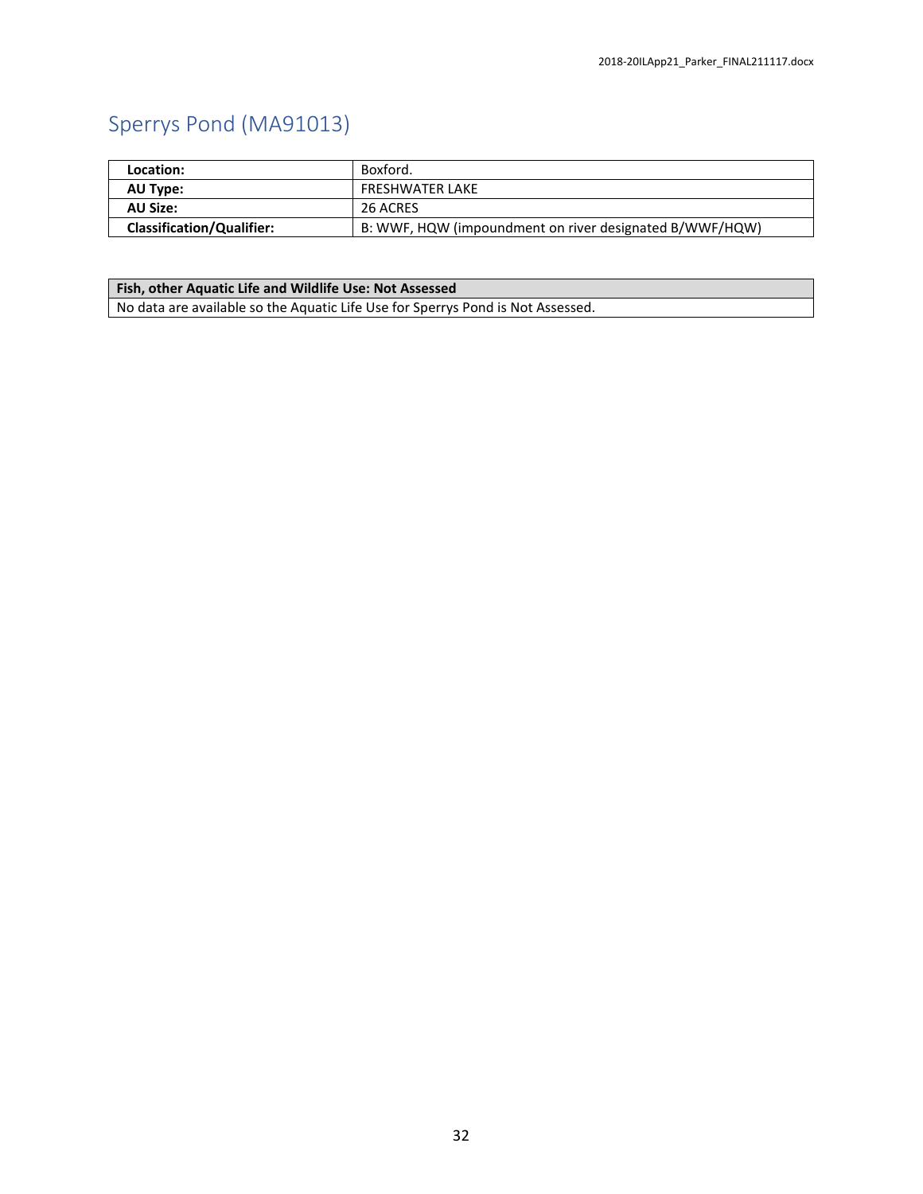## Sperrys Pond (MA91013)

| Location: | Boxford. |
| --- | --- |
| AU Type: | FRESHWATER LAKE |
| AU Size: | 26 ACRES |
| Classification/Qualifier: | B: WWF, HQW (impoundment on river designated B/WWF/HQW) |

| Fish, other Aquatic Life and Wildlife Use: Not Assessed |
| --- |
| No data are available so the Aquatic Life Use for Sperrys Pond is Not Assessed. |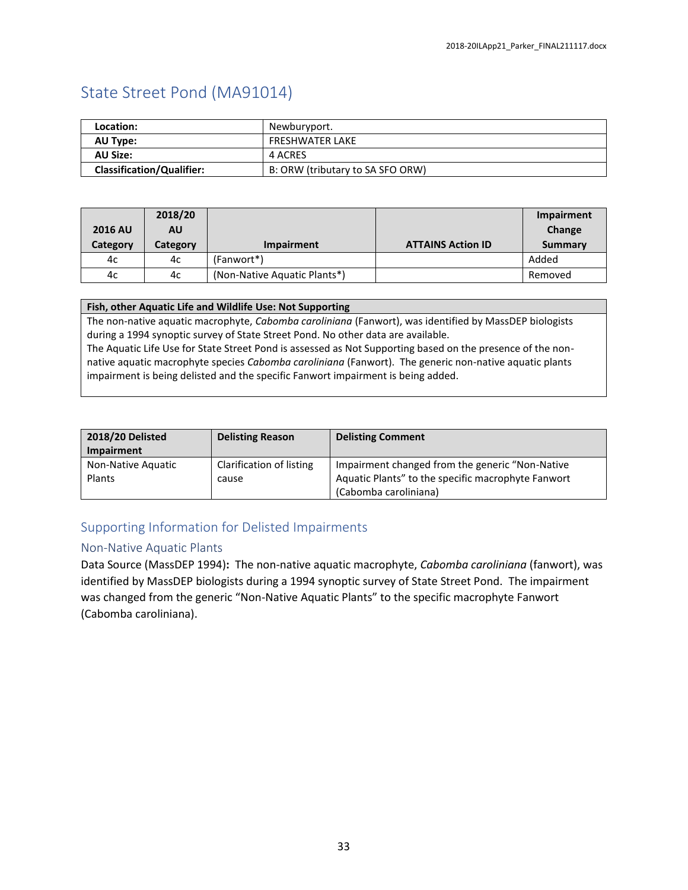## State Street Pond (MA91014)

| | |
|---|---|
| **Location:** | Newburyport. |
| **AU Type:** | FRESHWATER LAKE |
| **AU Size:** | 4 ACRES |
| **Classification/Qualifier:** | B: ORW (tributary to SA SFO ORW) |

| 2016 AU Category | 2018/20 AU Category | Impairment | ATTAINS Action ID | Impairment Change Summary |
|---|---|---|---|---|
| 4c | 4c | (Fanwort*) | | Added |
| 4c | 4c | (Non-Native Aquatic Plants*) | | Removed |

| Fish, other Aquatic Life and Wildlife Use: Not Supporting |
|---|
| The non-native aquatic macrophyte, *Cabomba caroliniana* (Fanwort), was identified by MassDEP biologists during a 1994 synoptic survey of State Street Pond. No other data are available.<br>The Aquatic Life Use for State Street Pond is assessed as Not Supporting based on the presence of the non-native aquatic macrophyte species *Cabomba caroliniana* (Fanwort). The generic non-native aquatic plants impairment is being delisted and the specific Fanwort impairment is being added. |

| 2018/20 Delisted Impairment | Delisting Reason | Delisting Comment |
|---|---|---|
| Non-Native Aquatic Plants | Clarification of listing cause | Impairment changed from the generic "Non-Native Aquatic Plants" to the specific macrophyte Fanwort (Cabomba caroliniana) |

### Supporting Information for Delisted Impairments

#### Non-Native Aquatic Plants

Data Source (MassDEP 1994)**:** The non-native aquatic macrophyte, *Cabomba caroliniana* (fanwort), was identified by MassDEP biologists during a 1994 synoptic survey of State Street Pond. The impairment was changed from the generic "Non-Native Aquatic Plants" to the specific macrophyte Fanwort (Cabomba caroliniana).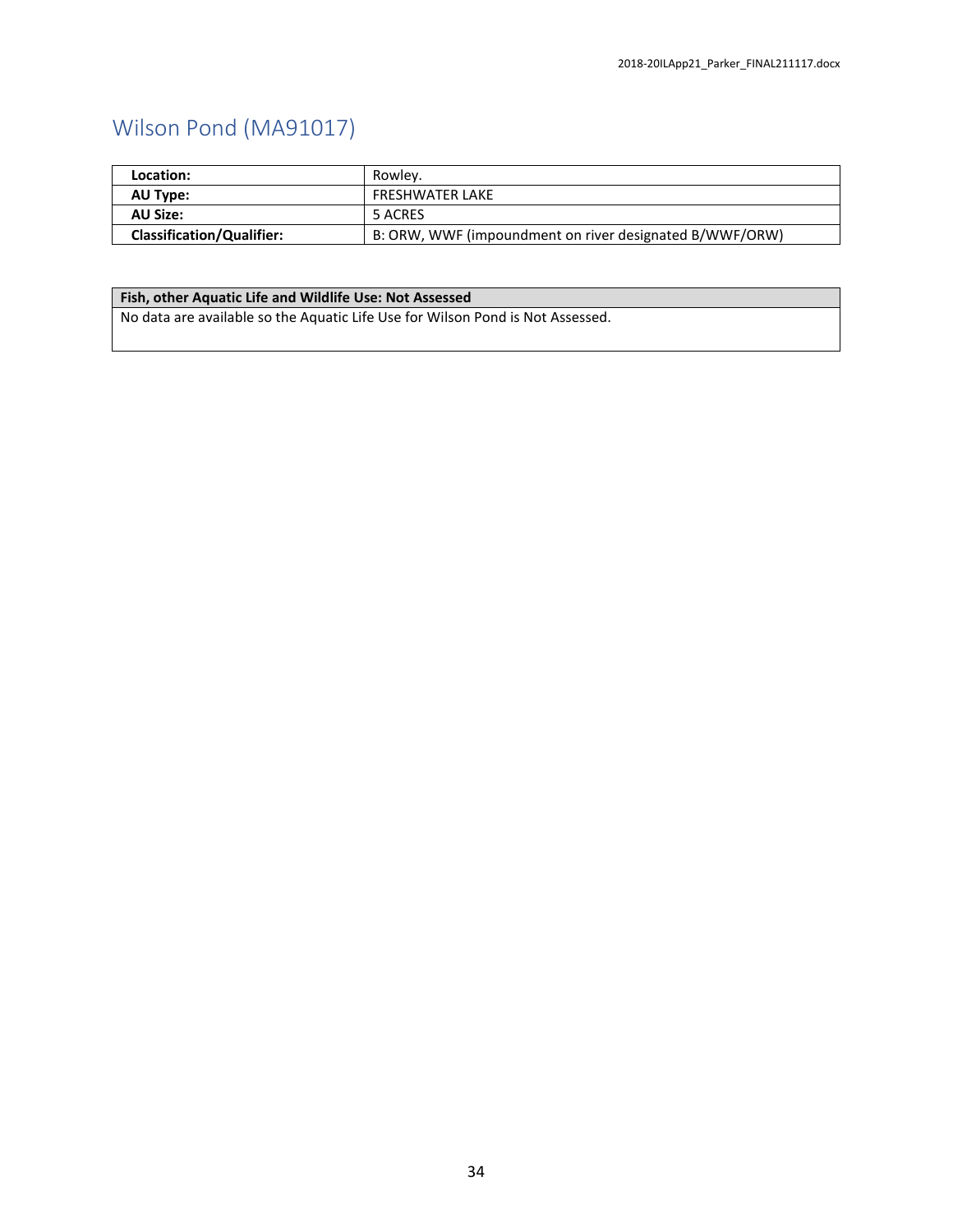## Wilson Pond (MA91017)

| | |
|---|---|
| **Location:** | Rowley. |
| **AU Type:** | FRESHWATER LAKE |
| **AU Size:** | 5 ACRES |
| **Classification/Qualifier:** | B: ORW, WWF (impoundment on river designated B/WWF/ORW) |

| **Fish, other Aquatic Life and Wildlife Use: Not Assessed** |
|---|
| No data are available so the Aquatic Life Use for Wilson Pond is Not Assessed. |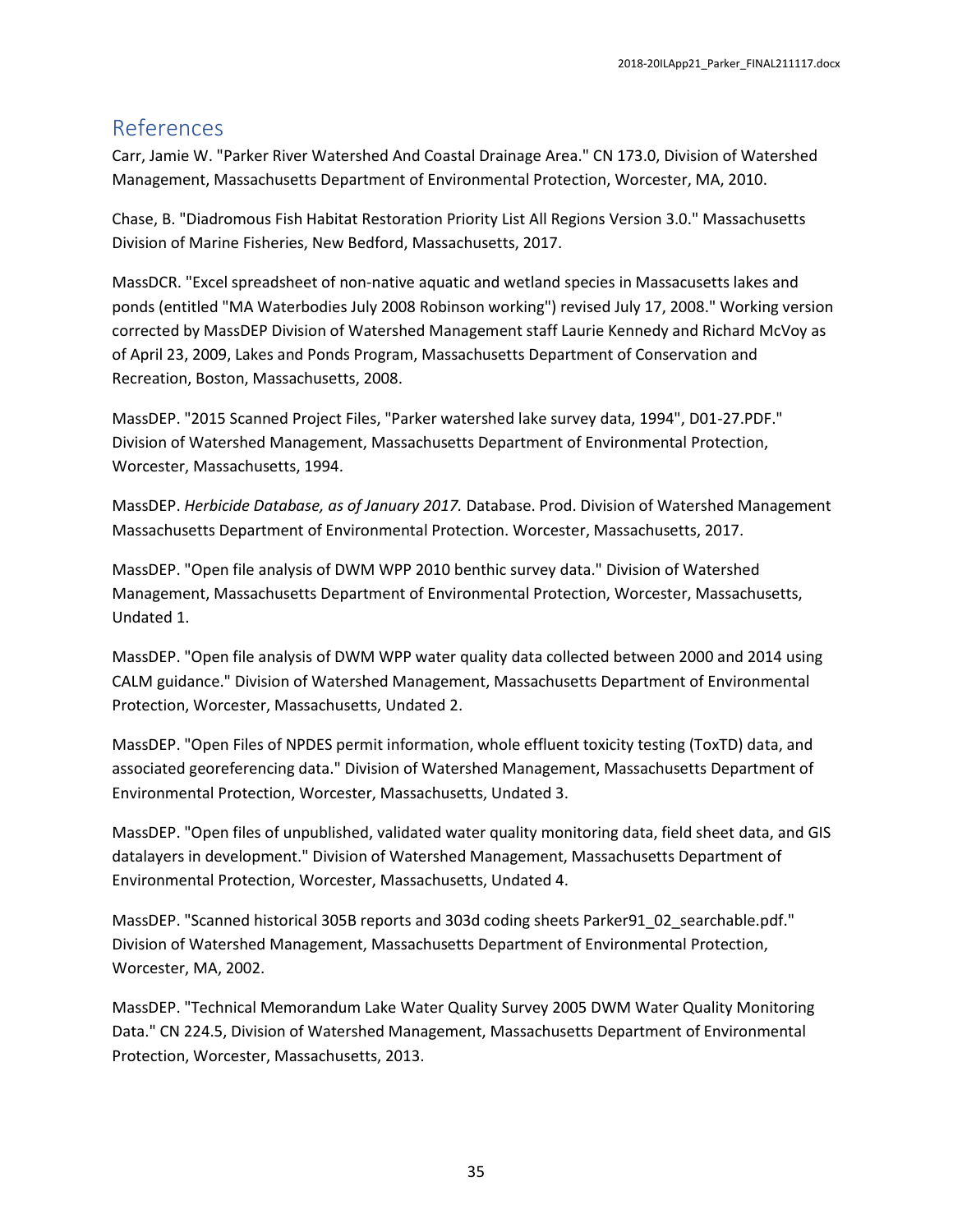## References

Carr, Jamie W. "Parker River Watershed And Coastal Drainage Area." CN 173.0, Division of Watershed Management, Massachusetts Department of Environmental Protection, Worcester, MA, 2010.

Chase, B. "Diadromous Fish Habitat Restoration Priority List All Regions Version 3.0." Massachusetts Division of Marine Fisheries, New Bedford, Massachusetts, 2017.

MassDCR. "Excel spreadsheet of non-native aquatic and wetland species in Massacusetts lakes and ponds (entitled "MA Waterbodies July 2008 Robinson working") revised July 17, 2008." Working version corrected by MassDEP Division of Watershed Management staff Laurie Kennedy and Richard McVoy as of April 23, 2009, Lakes and Ponds Program, Massachusetts Department of Conservation and Recreation, Boston, Massachusetts, 2008.

MassDEP. "2015 Scanned Project Files, "Parker watershed lake survey data, 1994", D01-27.PDF." Division of Watershed Management, Massachusetts Department of Environmental Protection, Worcester, Massachusetts, 1994.

MassDEP. *Herbicide Database, as of January 2017.* Database. Prod. Division of Watershed Management Massachusetts Department of Environmental Protection. Worcester, Massachusetts, 2017.

MassDEP. "Open file analysis of DWM WPP 2010 benthic survey data." Division of Watershed Management, Massachusetts Department of Environmental Protection, Worcester, Massachusetts, Undated 1.

MassDEP. "Open file analysis of DWM WPP water quality data collected between 2000 and 2014 using CALM guidance." Division of Watershed Management, Massachusetts Department of Environmental Protection, Worcester, Massachusetts, Undated 2.

MassDEP. "Open Files of NPDES permit information, whole effluent toxicity testing (ToxTD) data, and associated georeferencing data." Division of Watershed Management, Massachusetts Department of Environmental Protection, Worcester, Massachusetts, Undated 3.

MassDEP. "Open files of unpublished, validated water quality monitoring data, field sheet data, and GIS datalayers in development." Division of Watershed Management, Massachusetts Department of Environmental Protection, Worcester, Massachusetts, Undated 4.

MassDEP. "Scanned historical 305B reports and 303d coding sheets Parker91_02_searchable.pdf." Division of Watershed Management, Massachusetts Department of Environmental Protection, Worcester, MA, 2002.

MassDEP. "Technical Memorandum Lake Water Quality Survey 2005 DWM Water Quality Monitoring Data." CN 224.5, Division of Watershed Management, Massachusetts Department of Environmental Protection, Worcester, Massachusetts, 2013.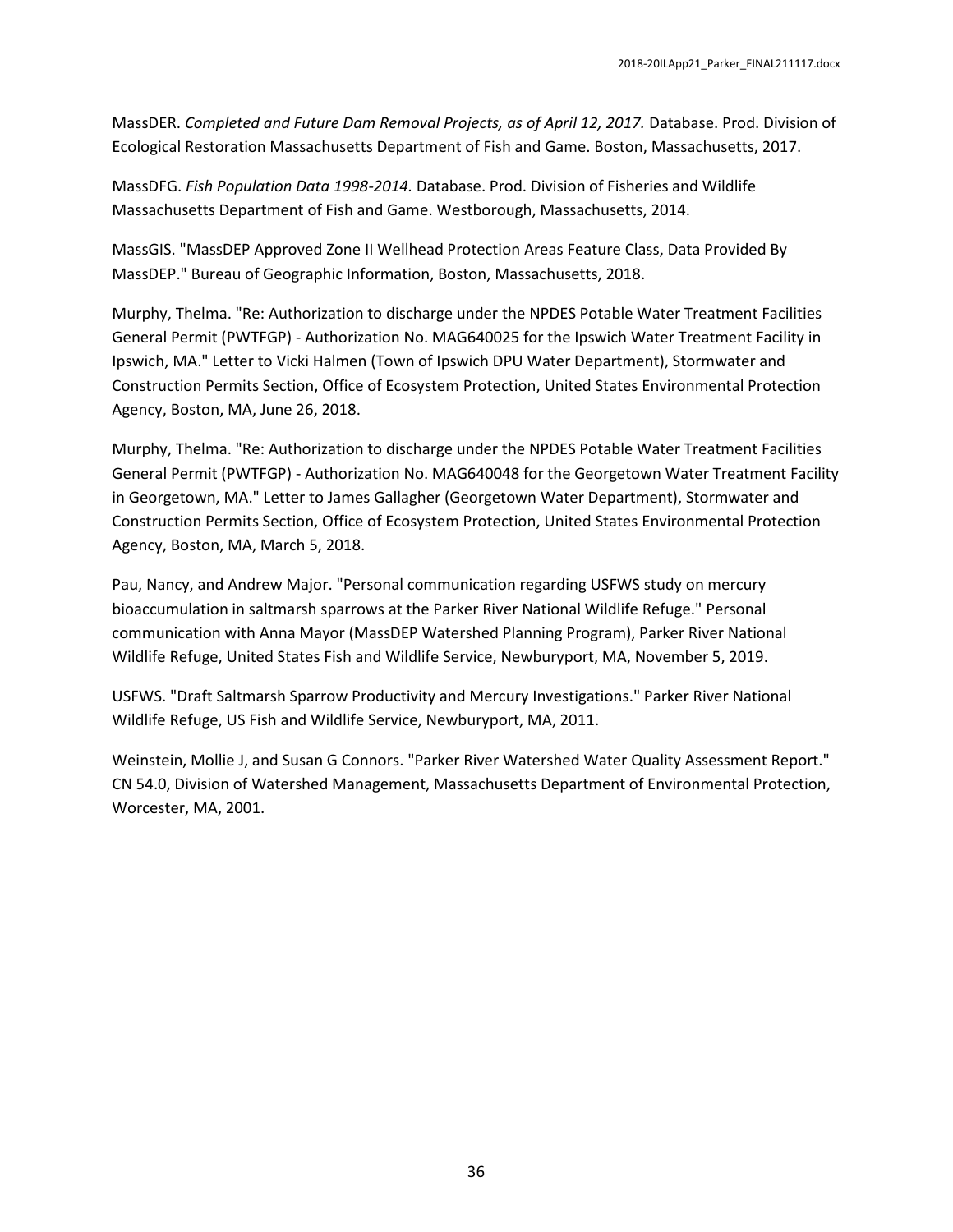MassDER. *Completed and Future Dam Removal Projects, as of April 12, 2017.* Database. Prod. Division of Ecological Restoration Massachusetts Department of Fish and Game. Boston, Massachusetts, 2017.

MassDFG. *Fish Population Data 1998-2014.* Database. Prod. Division of Fisheries and Wildlife Massachusetts Department of Fish and Game. Westborough, Massachusetts, 2014.

MassGIS. "MassDEP Approved Zone II Wellhead Protection Areas Feature Class, Data Provided By MassDEP." Bureau of Geographic Information, Boston, Massachusetts, 2018.

Murphy, Thelma. "Re: Authorization to discharge under the NPDES Potable Water Treatment Facilities General Permit (PWTFGP) - Authorization No. MAG640025 for the Ipswich Water Treatment Facility in Ipswich, MA." Letter to Vicki Halmen (Town of Ipswich DPU Water Department), Stormwater and Construction Permits Section, Office of Ecosystem Protection, United States Environmental Protection Agency, Boston, MA, June 26, 2018.

Murphy, Thelma. "Re: Authorization to discharge under the NPDES Potable Water Treatment Facilities General Permit (PWTFGP) - Authorization No. MAG640048 for the Georgetown Water Treatment Facility in Georgetown, MA." Letter to James Gallagher (Georgetown Water Department), Stormwater and Construction Permits Section, Office of Ecosystem Protection, United States Environmental Protection Agency, Boston, MA, March 5, 2018.

Pau, Nancy, and Andrew Major. "Personal communication regarding USFWS study on mercury bioaccumulation in saltmarsh sparrows at the Parker River National Wildlife Refuge." Personal communication with Anna Mayor (MassDEP Watershed Planning Program), Parker River National Wildlife Refuge, United States Fish and Wildlife Service, Newburyport, MA, November 5, 2019.

USFWS. "Draft Saltmarsh Sparrow Productivity and Mercury Investigations." Parker River National Wildlife Refuge, US Fish and Wildlife Service, Newburyport, MA, 2011.

Weinstein, Mollie J, and Susan G Connors. "Parker River Watershed Water Quality Assessment Report." CN 54.0, Division of Watershed Management, Massachusetts Department of Environmental Protection, Worcester, MA, 2001.